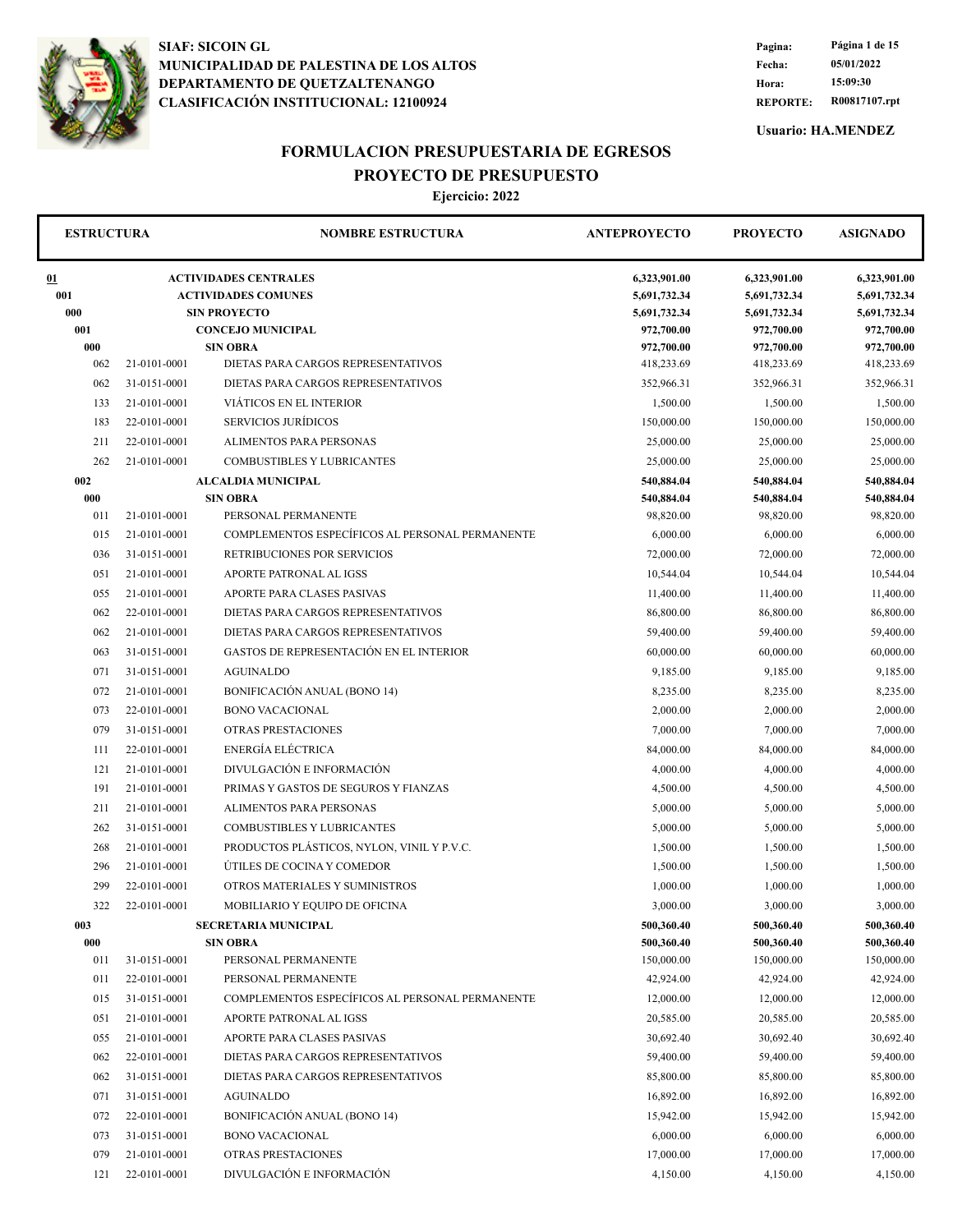**SIAF: SICOIN GL**
**MUNICIPALIDAD DE PALESTINA DE LOS ALTOS**
**DEPARTAMENTO DE QUETZALTENANGO**
**CLASIFICACIÓN INSTITUCIONAL: 12100924**

**Fecha:** 05/01/2022
**Hora:** 15:09:30
**REPORTE:** R00817107.rpt

**Usuario: HA.MENDEZ**

# FORMULACION PRESUPUESTARIA DE EGRESOS

## PROYECTO DE PRESUPUESTO

**Ejercicio: 2022**

| ESTRUCTURA | | NOMBRE ESTRUCTURA | ANTEPROYECTO | PROYECTO | ASIGNADO |
|---|---|---|---|---|---|
| **01** | | **ACTIVIDADES CENTRALES** | **6,323,901.00** | **6,323,901.00** | **6,323,901.00** |
| **001** | | **ACTIVIDADES COMUNES** | **5,691,732.34** | **5,691,732.34** | **5,691,732.34** |
| **000** | | **SIN PROYECTO** | **5,691,732.34** | **5,691,732.34** | **5,691,732.34** |
| **001** | | **CONCEJO MUNICIPAL** | **972,700.00** | **972,700.00** | **972,700.00** |
| **000** | | **SIN OBRA** | **972,700.00** | **972,700.00** | **972,700.00** |
| 062 | 21-0101-0001 | DIETAS PARA CARGOS REPRESENTATIVOS | 418,233.69 | 418,233.69 | 418,233.69 |
| 062 | 31-0151-0001 | DIETAS PARA CARGOS REPRESENTATIVOS | 352,966.31 | 352,966.31 | 352,966.31 |
| 133 | 21-0101-0001 | VIÁTICOS EN EL INTERIOR | 1,500.00 | 1,500.00 | 1,500.00 |
| 183 | 22-0101-0001 | SERVICIOS JURÍDICOS | 150,000.00 | 150,000.00 | 150,000.00 |
| 211 | 22-0101-0001 | ALIMENTOS PARA PERSONAS | 25,000.00 | 25,000.00 | 25,000.00 |
| 262 | 21-0101-0001 | COMBUSTIBLES Y LUBRICANTES | 25,000.00 | 25,000.00 | 25,000.00 |
| **002** | | **ALCALDIA MUNICIPAL** | **540,884.04** | **540,884.04** | **540,884.04** |
| **000** | | **SIN OBRA** | **540,884.04** | **540,884.04** | **540,884.04** |
| 011 | 21-0101-0001 | PERSONAL PERMANENTE | 98,820.00 | 98,820.00 | 98,820.00 |
| 015 | 21-0101-0001 | COMPLEMENTOS ESPECÍFICOS AL PERSONAL PERMANENTE | 6,000.00 | 6,000.00 | 6,000.00 |
| 036 | 31-0151-0001 | RETRIBUCIONES POR SERVICIOS | 72,000.00 | 72,000.00 | 72,000.00 |
| 051 | 21-0101-0001 | APORTE PATRONAL AL IGSS | 10,544.04 | 10,544.04 | 10,544.04 |
| 055 | 21-0101-0001 | APORTE PARA CLASES PASIVAS | 11,400.00 | 11,400.00 | 11,400.00 |
| 062 | 22-0101-0001 | DIETAS PARA CARGOS REPRESENTATIVOS | 86,800.00 | 86,800.00 | 86,800.00 |
| 062 | 21-0101-0001 | DIETAS PARA CARGOS REPRESENTATIVOS | 59,400.00 | 59,400.00 | 59,400.00 |
| 063 | 31-0151-0001 | GASTOS DE REPRESENTACIÓN EN EL INTERIOR | 60,000.00 | 60,000.00 | 60,000.00 |
| 071 | 31-0151-0001 | AGUINALDO | 9,185.00 | 9,185.00 | 9,185.00 |
| 072 | 21-0101-0001 | BONIFICACIÓN ANUAL (BONO 14) | 8,235.00 | 8,235.00 | 8,235.00 |
| 073 | 22-0101-0001 | BONO VACACIONAL | 2,000.00 | 2,000.00 | 2,000.00 |
| 079 | 31-0151-0001 | OTRAS PRESTACIONES | 7,000.00 | 7,000.00 | 7,000.00 |
| 111 | 22-0101-0001 | ENERGÍA ELÉCTRICA | 84,000.00 | 84,000.00 | 84,000.00 |
| 121 | 21-0101-0001 | DIVULGACIÓN E INFORMACIÓN | 4,000.00 | 4,000.00 | 4,000.00 |
| 191 | 21-0101-0001 | PRIMAS Y GASTOS DE SEGUROS Y FIANZAS | 4,500.00 | 4,500.00 | 4,500.00 |
| 211 | 21-0101-0001 | ALIMENTOS PARA PERSONAS | 5,000.00 | 5,000.00 | 5,000.00 |
| 262 | 31-0151-0001 | COMBUSTIBLES Y LUBRICANTES | 5,000.00 | 5,000.00 | 5,000.00 |
| 268 | 21-0101-0001 | PRODUCTOS PLÁSTICOS, NYLON, VINIL Y P.V.C. | 1,500.00 | 1,500.00 | 1,500.00 |
| 296 | 21-0101-0001 | ÚTILES DE COCINA Y COMEDOR | 1,500.00 | 1,500.00 | 1,500.00 |
| 299 | 22-0101-0001 | OTROS MATERIALES Y SUMINISTROS | 1,000.00 | 1,000.00 | 1,000.00 |
| 322 | 22-0101-0001 | MOBILIARIO Y EQUIPO DE OFICINA | 3,000.00 | 3,000.00 | 3,000.00 |
| **003** | | **SECRETARIA MUNICIPAL** | **500,360.40** | **500,360.40** | **500,360.40** |
| **000** | | **SIN OBRA** | **500,360.40** | **500,360.40** | **500,360.40** |
| 011 | 31-0151-0001 | PERSONAL PERMANENTE | 150,000.00 | 150,000.00 | 150,000.00 |
| 011 | 22-0101-0001 | PERSONAL PERMANENTE | 42,924.00 | 42,924.00 | 42,924.00 |
| 015 | 31-0151-0001 | COMPLEMENTOS ESPECÍFICOS AL PERSONAL PERMANENTE | 12,000.00 | 12,000.00 | 12,000.00 |
| 051 | 21-0101-0001 | APORTE PATRONAL AL IGSS | 20,585.00 | 20,585.00 | 20,585.00 |
| 055 | 21-0101-0001 | APORTE PARA CLASES PASIVAS | 30,692.40 | 30,692.40 | 30,692.40 |
| 062 | 22-0101-0001 | DIETAS PARA CARGOS REPRESENTATIVOS | 59,400.00 | 59,400.00 | 59,400.00 |
| 062 | 31-0151-0001 | DIETAS PARA CARGOS REPRESENTATIVOS | 85,800.00 | 85,800.00 | 85,800.00 |
| 071 | 31-0151-0001 | AGUINALDO | 16,892.00 | 16,892.00 | 16,892.00 |
| 072 | 22-0101-0001 | BONIFICACIÓN ANUAL (BONO 14) | 15,942.00 | 15,942.00 | 15,942.00 |
| 073 | 31-0151-0001 | BONO VACACIONAL | 6,000.00 | 6,000.00 | 6,000.00 |
| 079 | 21-0101-0001 | OTRAS PRESTACIONES | 17,000.00 | 17,000.00 | 17,000.00 |
| 121 | 22-0101-0001 | DIVULGACIÓN E INFORMACIÓN | 4,150.00 | 4,150.00 | 4,150.00 |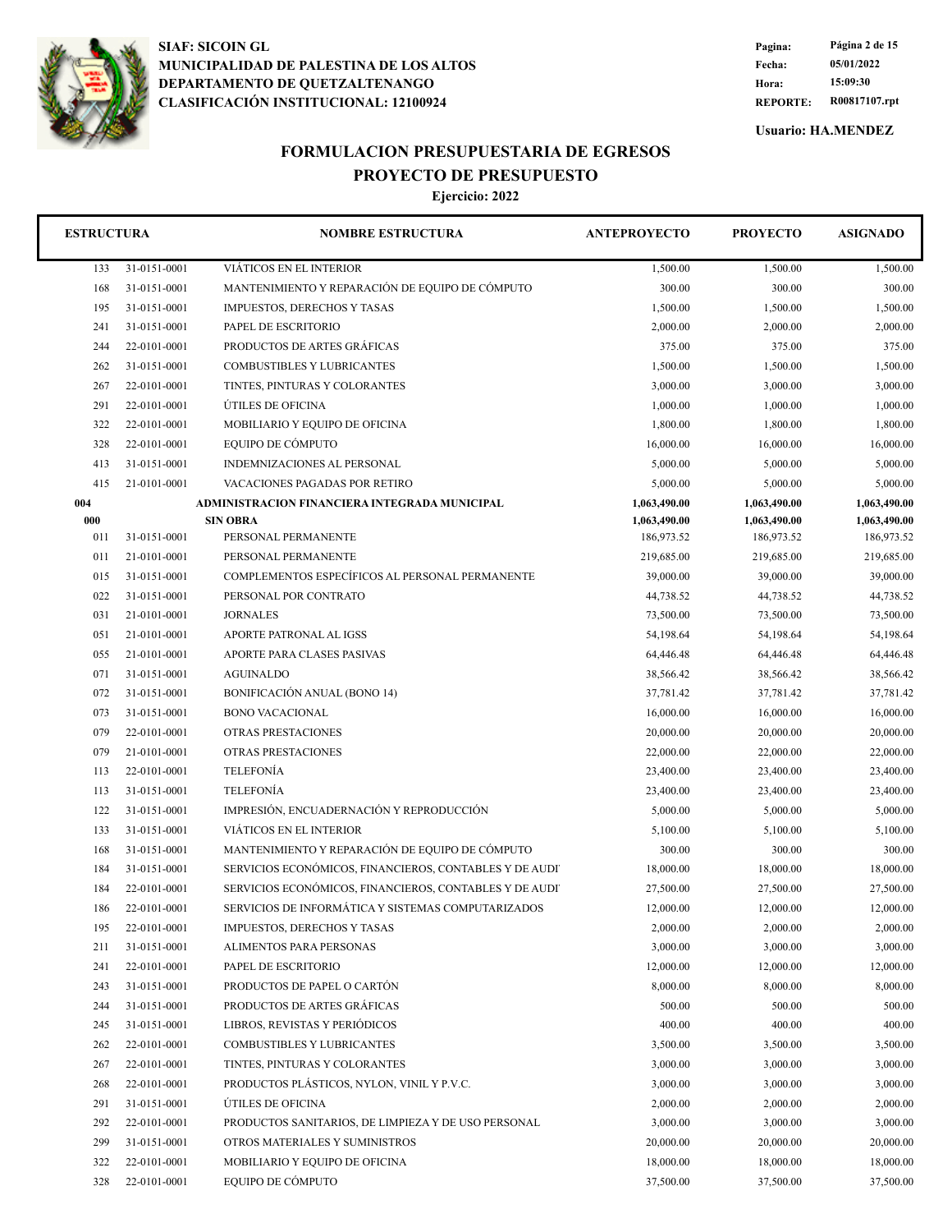SIAF: SICOIN GL
MUNICIPALIDAD DE PALESTINA DE LOS ALTOS
DEPARTAMENTO DE QUETZALTENANGO
CLASIFICACIÓN INSTITUCIONAL: 12100924

Pagina: Página 2 de 15
Fecha: 05/01/2022
Hora: 15:09:30
REPORTE: R00817107.rpt

Usuario: HA.MENDEZ

# FORMULACION PRESUPUESTARIA DE EGRESOS
## PROYECTO DE PRESUPUESTO
### Ejercicio: 2022

| ESTRUCTURA | | NOMBRE ESTRUCTURA | ANTEPROYECTO | PROYECTO | ASIGNADO |
|---|---|---|---|---|---|
| 133 | 31-0151-0001 | VIÁTICOS EN EL INTERIOR | 1,500.00 | 1,500.00 | 1,500.00 |
| 168 | 31-0151-0001 | MANTENIMIENTO Y REPARACIÓN DE EQUIPO DE CÓMPUTO | 300.00 | 300.00 | 300.00 |
| 195 | 31-0151-0001 | IMPUESTOS, DERECHOS Y TASAS | 1,500.00 | 1,500.00 | 1,500.00 |
| 241 | 31-0151-0001 | PAPEL DE ESCRITORIO | 2,000.00 | 2,000.00 | 2,000.00 |
| 244 | 22-0101-0001 | PRODUCTOS DE ARTES GRÁFICAS | 375.00 | 375.00 | 375.00 |
| 262 | 31-0151-0001 | COMBUSTIBLES Y LUBRICANTES | 1,500.00 | 1,500.00 | 1,500.00 |
| 267 | 22-0101-0001 | TINTES, PINTURAS Y COLORANTES | 3,000.00 | 3,000.00 | 3,000.00 |
| 291 | 22-0101-0001 | ÚTILES DE OFICINA | 1,000.00 | 1,000.00 | 1,000.00 |
| 322 | 22-0101-0001 | MOBILIARIO Y EQUIPO DE OFICINA | 1,800.00 | 1,800.00 | 1,800.00 |
| 328 | 22-0101-0001 | EQUIPO DE CÓMPUTO | 16,000.00 | 16,000.00 | 16,000.00 |
| 413 | 31-0151-0001 | INDEMNIZACIONES AL PERSONAL | 5,000.00 | 5,000.00 | 5,000.00 |
| 415 | 21-0101-0001 | VACACIONES PAGADAS POR RETIRO | 5,000.00 | 5,000.00 | 5,000.00 |
| **004** | | **ADMINISTRACION FINANCIERA INTEGRADA MUNICIPAL** | **1,063,490.00** | **1,063,490.00** | **1,063,490.00** |
| **000** | | **SIN OBRA** | **1,063,490.00** | **1,063,490.00** | **1,063,490.00** |
| 011 | 31-0151-0001 | PERSONAL PERMANENTE | 186,973.52 | 186,973.52 | 186,973.52 |
| 011 | 21-0101-0001 | PERSONAL PERMANENTE | 219,685.00 | 219,685.00 | 219,685.00 |
| 015 | 31-0151-0001 | COMPLEMENTOS ESPECÍFICOS AL PERSONAL PERMANENTE | 39,000.00 | 39,000.00 | 39,000.00 |
| 022 | 31-0151-0001 | PERSONAL POR CONTRATO | 44,738.52 | 44,738.52 | 44,738.52 |
| 031 | 21-0101-0001 | JORNALES | 73,500.00 | 73,500.00 | 73,500.00 |
| 051 | 21-0101-0001 | APORTE PATRONAL AL IGSS | 54,198.64 | 54,198.64 | 54,198.64 |
| 055 | 21-0101-0001 | APORTE PARA CLASES PASIVAS | 64,446.48 | 64,446.48 | 64,446.48 |
| 071 | 31-0151-0001 | AGUINALDO | 38,566.42 | 38,566.42 | 38,566.42 |
| 072 | 31-0151-0001 | BONIFICACIÓN ANUAL (BONO 14) | 37,781.42 | 37,781.42 | 37,781.42 |
| 073 | 31-0151-0001 | BONO VACACIONAL | 16,000.00 | 16,000.00 | 16,000.00 |
| 079 | 22-0101-0001 | OTRAS PRESTACIONES | 20,000.00 | 20,000.00 | 20,000.00 |
| 079 | 21-0101-0001 | OTRAS PRESTACIONES | 22,000.00 | 22,000.00 | 22,000.00 |
| 113 | 22-0101-0001 | TELEFONÍA | 23,400.00 | 23,400.00 | 23,400.00 |
| 113 | 31-0151-0001 | TELEFONÍA | 23,400.00 | 23,400.00 | 23,400.00 |
| 122 | 31-0151-0001 | IMPRESIÓN, ENCUADERNACIÓN Y REPRODUCCIÓN | 5,000.00 | 5,000.00 | 5,000.00 |
| 133 | 31-0151-0001 | VIÁTICOS EN EL INTERIOR | 5,100.00 | 5,100.00 | 5,100.00 |
| 168 | 31-0151-0001 | MANTENIMIENTO Y REPARACIÓN DE EQUIPO DE CÓMPUTO | 300.00 | 300.00 | 300.00 |
| 184 | 31-0151-0001 | SERVICIOS ECONÓMICOS, FINANCIEROS, CONTABLES Y DE AUDI | 18,000.00 | 18,000.00 | 18,000.00 |
| 184 | 22-0101-0001 | SERVICIOS ECONÓMICOS, FINANCIEROS, CONTABLES Y DE AUDI | 27,500.00 | 27,500.00 | 27,500.00 |
| 186 | 22-0101-0001 | SERVICIOS DE INFORMÁTICA Y SISTEMAS COMPUTARIZADOS | 12,000.00 | 12,000.00 | 12,000.00 |
| 195 | 22-0101-0001 | IMPUESTOS, DERECHOS Y TASAS | 2,000.00 | 2,000.00 | 2,000.00 |
| 211 | 31-0151-0001 | ALIMENTOS PARA PERSONAS | 3,000.00 | 3,000.00 | 3,000.00 |
| 241 | 22-0101-0001 | PAPEL DE ESCRITORIO | 12,000.00 | 12,000.00 | 12,000.00 |
| 243 | 31-0151-0001 | PRODUCTOS DE PAPEL O CARTÓN | 8,000.00 | 8,000.00 | 8,000.00 |
| 244 | 31-0151-0001 | PRODUCTOS DE ARTES GRÁFICAS | 500.00 | 500.00 | 500.00 |
| 245 | 31-0151-0001 | LIBROS, REVISTAS Y PERIÓDICOS | 400.00 | 400.00 | 400.00 |
| 262 | 22-0101-0001 | COMBUSTIBLES Y LUBRICANTES | 3,500.00 | 3,500.00 | 3,500.00 |
| 267 | 22-0101-0001 | TINTES, PINTURAS Y COLORANTES | 3,000.00 | 3,000.00 | 3,000.00 |
| 268 | 22-0101-0001 | PRODUCTOS PLÁSTICOS, NYLON, VINIL Y P.V.C. | 3,000.00 | 3,000.00 | 3,000.00 |
| 291 | 31-0151-0001 | ÚTILES DE OFICINA | 2,000.00 | 2,000.00 | 2,000.00 |
| 292 | 22-0101-0001 | PRODUCTOS SANITARIOS, DE LIMPIEZA Y DE USO PERSONAL | 3,000.00 | 3,000.00 | 3,000.00 |
| 299 | 31-0151-0001 | OTROS MATERIALES Y SUMINISTROS | 20,000.00 | 20,000.00 | 20,000.00 |
| 322 | 22-0101-0001 | MOBILIARIO Y EQUIPO DE OFICINA | 18,000.00 | 18,000.00 | 18,000.00 |
| 328 | 22-0101-0001 | EQUIPO DE CÓMPUTO | 37,500.00 | 37,500.00 | 37,500.00 |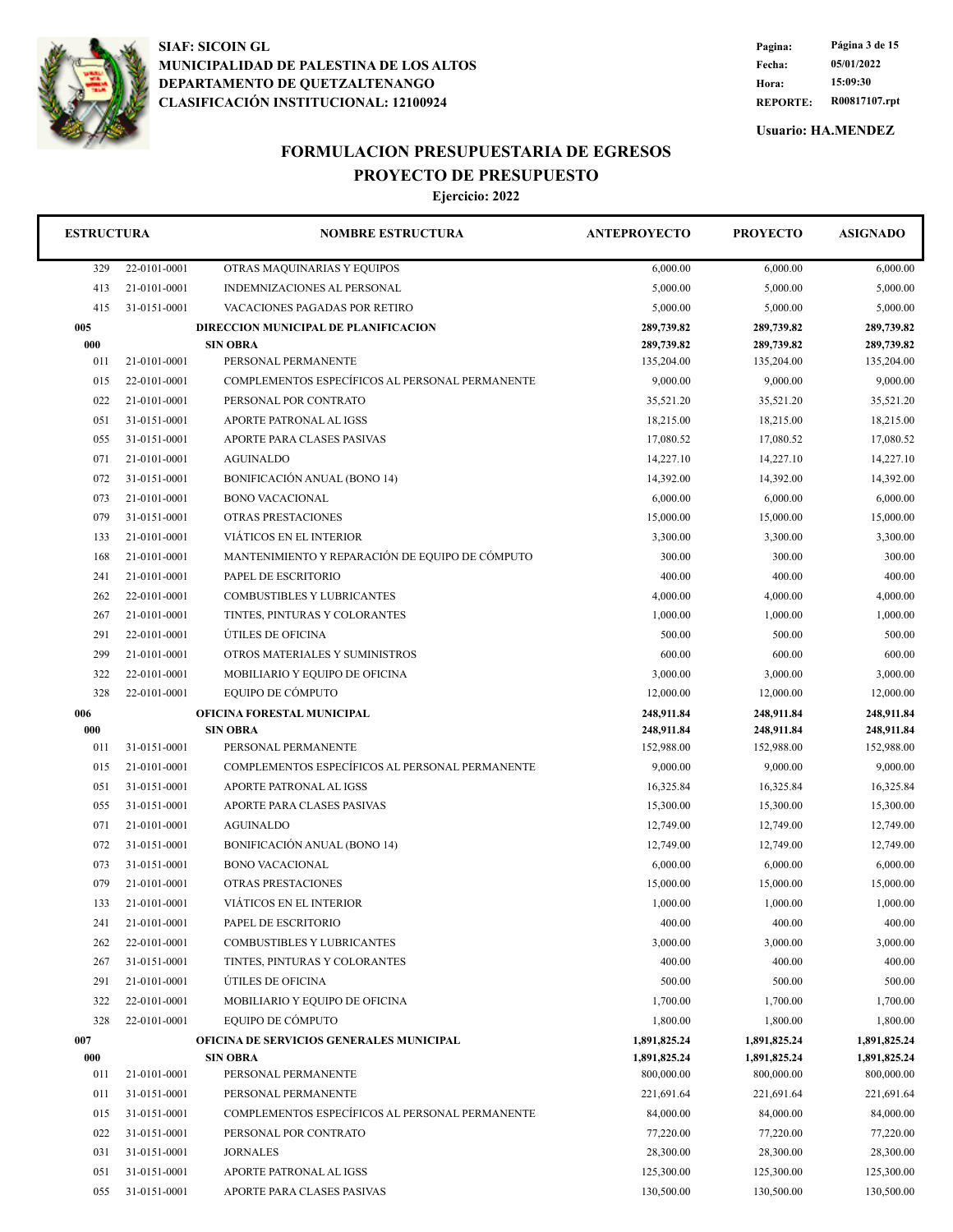**SIAF: SICOIN GL**
**MUNICIPALIDAD DE PALESTINA DE LOS ALTOS**
**DEPARTAMENTO DE QUETZALTENANGO**
**CLASIFICACIÓN INSTITUCIONAL: 12100924**

Fecha: 05/01/2022
Hora: 15:09:30
REPORTE: R00817107.rpt
Usuario: HA.MENDEZ

# FORMULACION PRESUPUESTARIA DE EGRESOS
## PROYECTO DE PRESUPUESTO
### Ejercicio: 2022

| ESTRUCTURA | | NOMBRE ESTRUCTURA | ANTEPROYECTO | PROYECTO | ASIGNADO |
|---|---|---|---|---|---|
| 329 | 22-0101-0001 | OTRAS MAQUINARIAS Y EQUIPOS | 6,000.00 | 6,000.00 | 6,000.00 |
| 413 | 21-0101-0001 | INDEMNIZACIONES AL PERSONAL | 5,000.00 | 5,000.00 | 5,000.00 |
| 415 | 31-0151-0001 | VACACIONES PAGADAS POR RETIRO | 5,000.00 | 5,000.00 | 5,000.00 |
| **005** | | **DIRECCION MUNICIPAL DE PLANIFICACION** | **289,739.82** | **289,739.82** | **289,739.82** |
| **000** | | **SIN OBRA** | **289,739.82** | **289,739.82** | **289,739.82** |
| 011 | 21-0101-0001 | PERSONAL PERMANENTE | 135,204.00 | 135,204.00 | 135,204.00 |
| 015 | 22-0101-0001 | COMPLEMENTOS ESPECÍFICOS AL PERSONAL PERMANENTE | 9,000.00 | 9,000.00 | 9,000.00 |
| 022 | 21-0101-0001 | PERSONAL POR CONTRATO | 35,521.20 | 35,521.20 | 35,521.20 |
| 051 | 31-0151-0001 | APORTE PATRONAL AL IGSS | 18,215.00 | 18,215.00 | 18,215.00 |
| 055 | 31-0151-0001 | APORTE PARA CLASES PASIVAS | 17,080.52 | 17,080.52 | 17,080.52 |
| 071 | 21-0101-0001 | AGUINALDO | 14,227.10 | 14,227.10 | 14,227.10 |
| 072 | 31-0151-0001 | BONIFICACIÓN ANUAL (BONO 14) | 14,392.00 | 14,392.00 | 14,392.00 |
| 073 | 21-0101-0001 | BONO VACACIONAL | 6,000.00 | 6,000.00 | 6,000.00 |
| 079 | 31-0151-0001 | OTRAS PRESTACIONES | 15,000.00 | 15,000.00 | 15,000.00 |
| 133 | 21-0101-0001 | VIÁTICOS EN EL INTERIOR | 3,300.00 | 3,300.00 | 3,300.00 |
| 168 | 21-0101-0001 | MANTENIMIENTO Y REPARACIÓN DE EQUIPO DE CÓMPUTO | 300.00 | 300.00 | 300.00 |
| 241 | 21-0101-0001 | PAPEL DE ESCRITORIO | 400.00 | 400.00 | 400.00 |
| 262 | 22-0101-0001 | COMBUSTIBLES Y LUBRICANTES | 4,000.00 | 4,000.00 | 4,000.00 |
| 267 | 21-0101-0001 | TINTES, PINTURAS Y COLORANTES | 1,000.00 | 1,000.00 | 1,000.00 |
| 291 | 22-0101-0001 | ÚTILES DE OFICINA | 500.00 | 500.00 | 500.00 |
| 299 | 21-0101-0001 | OTROS MATERIALES Y SUMINISTROS | 600.00 | 600.00 | 600.00 |
| 322 | 22-0101-0001 | MOBILIARIO Y EQUIPO DE OFICINA | 3,000.00 | 3,000.00 | 3,000.00 |
| 328 | 22-0101-0001 | EQUIPO DE CÓMPUTO | 12,000.00 | 12,000.00 | 12,000.00 |
| **006** | | **OFICINA FORESTAL MUNICIPAL** | **248,911.84** | **248,911.84** | **248,911.84** |
| **000** | | **SIN OBRA** | **248,911.84** | **248,911.84** | **248,911.84** |
| 011 | 31-0151-0001 | PERSONAL PERMANENTE | 152,988.00 | 152,988.00 | 152,988.00 |
| 015 | 21-0101-0001 | COMPLEMENTOS ESPECÍFICOS AL PERSONAL PERMANENTE | 9,000.00 | 9,000.00 | 9,000.00 |
| 051 | 31-0151-0001 | APORTE PATRONAL AL IGSS | 16,325.84 | 16,325.84 | 16,325.84 |
| 055 | 31-0151-0001 | APORTE PARA CLASES PASIVAS | 15,300.00 | 15,300.00 | 15,300.00 |
| 071 | 21-0101-0001 | AGUINALDO | 12,749.00 | 12,749.00 | 12,749.00 |
| 072 | 31-0151-0001 | BONIFICACIÓN ANUAL (BONO 14) | 12,749.00 | 12,749.00 | 12,749.00 |
| 073 | 31-0151-0001 | BONO VACACIONAL | 6,000.00 | 6,000.00 | 6,000.00 |
| 079 | 21-0101-0001 | OTRAS PRESTACIONES | 15,000.00 | 15,000.00 | 15,000.00 |
| 133 | 21-0101-0001 | VIÁTICOS EN EL INTERIOR | 1,000.00 | 1,000.00 | 1,000.00 |
| 241 | 21-0101-0001 | PAPEL DE ESCRITORIO | 400.00 | 400.00 | 400.00 |
| 262 | 22-0101-0001 | COMBUSTIBLES Y LUBRICANTES | 3,000.00 | 3,000.00 | 3,000.00 |
| 267 | 31-0151-0001 | TINTES, PINTURAS Y COLORANTES | 400.00 | 400.00 | 400.00 |
| 291 | 21-0101-0001 | ÚTILES DE OFICINA | 500.00 | 500.00 | 500.00 |
| 322 | 22-0101-0001 | MOBILIARIO Y EQUIPO DE OFICINA | 1,700.00 | 1,700.00 | 1,700.00 |
| 328 | 22-0101-0001 | EQUIPO DE CÓMPUTO | 1,800.00 | 1,800.00 | 1,800.00 |
| **007** | | **OFICINA DE SERVICIOS GENERALES MUNICIPAL** | **1,891,825.24** | **1,891,825.24** | **1,891,825.24** |
| **000** | | **SIN OBRA** | **1,891,825.24** | **1,891,825.24** | **1,891,825.24** |
| 011 | 21-0101-0001 | PERSONAL PERMANENTE | 800,000.00 | 800,000.00 | 800,000.00 |
| 011 | 31-0151-0001 | PERSONAL PERMANENTE | 221,691.64 | 221,691.64 | 221,691.64 |
| 015 | 31-0151-0001 | COMPLEMENTOS ESPECÍFICOS AL PERSONAL PERMANENTE | 84,000.00 | 84,000.00 | 84,000.00 |
| 022 | 31-0151-0001 | PERSONAL POR CONTRATO | 77,220.00 | 77,220.00 | 77,220.00 |
| 031 | 31-0151-0001 | JORNALES | 28,300.00 | 28,300.00 | 28,300.00 |
| 051 | 31-0151-0001 | APORTE PATRONAL AL IGSS | 125,300.00 | 125,300.00 | 125,300.00 |
| 055 | 31-0151-0001 | APORTE PARA CLASES PASIVAS | 130,500.00 | 130,500.00 | 130,500.00 |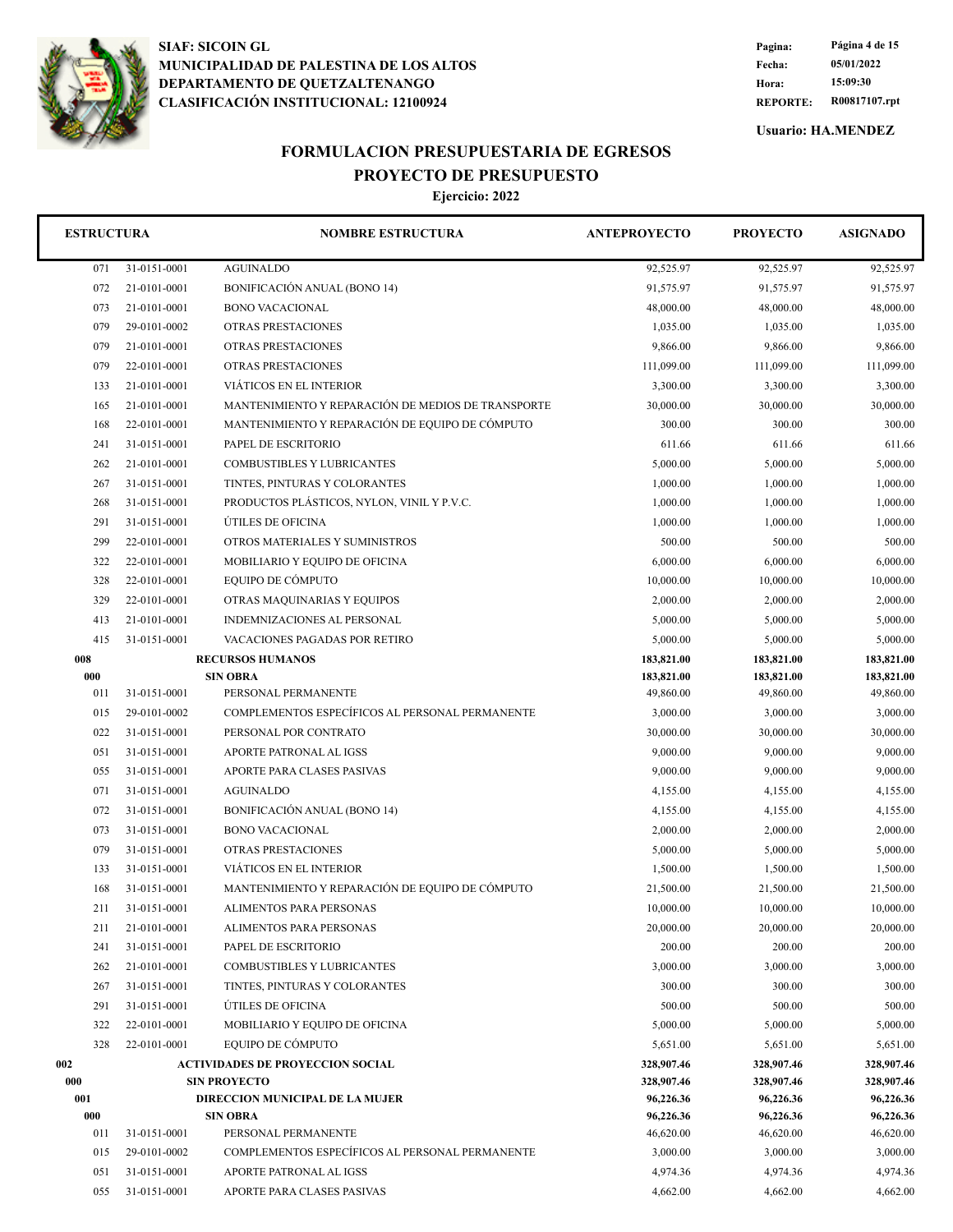SIAF: SICOIN GL
MUNICIPALIDAD DE PALESTINA DE LOS ALTOS
DEPARTAMENTO DE QUETZALTENANGO
CLASIFICACIÓN INSTITUCIONAL: 12100924

Fecha: 05/01/2022
Hora: 15:09:30
REPORTE: R00817107.rpt

Usuario: HA.MENDEZ

# FORMULACION PRESUPUESTARIA DE EGRESOS
## PROYECTO DE PRESUPUESTO
### Ejercicio: 2022

| ESTRUCTURA | | NOMBRE ESTRUCTURA | ANTEPROYECTO | PROYECTO | ASIGNADO |
|---|---|---|---|---|---|
| 071 | 31-0151-0001 | AGUINALDO | 92,525.97 | 92,525.97 | 92,525.97 |
| 072 | 21-0101-0001 | BONIFICACIÓN ANUAL (BONO 14) | 91,575.97 | 91,575.97 | 91,575.97 |
| 073 | 21-0101-0001 | BONO VACACIONAL | 48,000.00 | 48,000.00 | 48,000.00 |
| 079 | 29-0101-0002 | OTRAS PRESTACIONES | 1,035.00 | 1,035.00 | 1,035.00 |
| 079 | 21-0101-0001 | OTRAS PRESTACIONES | 9,866.00 | 9,866.00 | 9,866.00 |
| 079 | 22-0101-0001 | OTRAS PRESTACIONES | 111,099.00 | 111,099.00 | 111,099.00 |
| 133 | 21-0101-0001 | VIÁTICOS EN EL INTERIOR | 3,300.00 | 3,300.00 | 3,300.00 |
| 165 | 21-0101-0001 | MANTENIMIENTO Y REPARACIÓN DE MEDIOS DE TRANSPORTE | 30,000.00 | 30,000.00 | 30,000.00 |
| 168 | 22-0101-0001 | MANTENIMIENTO Y REPARACIÓN DE EQUIPO DE CÓMPUTO | 300.00 | 300.00 | 300.00 |
| 241 | 31-0151-0001 | PAPEL DE ESCRITORIO | 611.66 | 611.66 | 611.66 |
| 262 | 21-0101-0001 | COMBUSTIBLES Y LUBRICANTES | 5,000.00 | 5,000.00 | 5,000.00 |
| 267 | 31-0151-0001 | TINTES, PINTURAS Y COLORANTES | 1,000.00 | 1,000.00 | 1,000.00 |
| 268 | 31-0151-0001 | PRODUCTOS PLÁSTICOS, NYLON, VINIL Y P.V.C. | 1,000.00 | 1,000.00 | 1,000.00 |
| 291 | 31-0151-0001 | ÚTILES DE OFICINA | 1,000.00 | 1,000.00 | 1,000.00 |
| 299 | 22-0101-0001 | OTROS MATERIALES Y SUMINISTROS | 500.00 | 500.00 | 500.00 |
| 322 | 22-0101-0001 | MOBILIARIO Y EQUIPO DE OFICINA | 6,000.00 | 6,000.00 | 6,000.00 |
| 328 | 22-0101-0001 | EQUIPO DE CÓMPUTO | 10,000.00 | 10,000.00 | 10,000.00 |
| 329 | 22-0101-0001 | OTRAS MAQUINARIAS Y EQUIPOS | 2,000.00 | 2,000.00 | 2,000.00 |
| 413 | 21-0101-0001 | INDEMNIZACIONES AL PERSONAL | 5,000.00 | 5,000.00 | 5,000.00 |
| 415 | 31-0151-0001 | VACACIONES PAGADAS POR RETIRO | 5,000.00 | 5,000.00 | 5,000.00 |
| **008** | | **RECURSOS HUMANOS** | **183,821.00** | **183,821.00** | **183,821.00** |
| **000** | | **SIN OBRA** | **183,821.00** | **183,821.00** | **183,821.00** |
| 011 | 31-0151-0001 | PERSONAL PERMANENTE | 49,860.00 | 49,860.00 | 49,860.00 |
| 015 | 29-0101-0002 | COMPLEMENTOS ESPECÍFICOS AL PERSONAL PERMANENTE | 3,000.00 | 3,000.00 | 3,000.00 |
| 022 | 31-0151-0001 | PERSONAL POR CONTRATO | 30,000.00 | 30,000.00 | 30,000.00 |
| 051 | 31-0151-0001 | APORTE PATRONAL AL IGSS | 9,000.00 | 9,000.00 | 9,000.00 |
| 055 | 31-0151-0001 | APORTE PARA CLASES PASIVAS | 9,000.00 | 9,000.00 | 9,000.00 |
| 071 | 31-0151-0001 | AGUINALDO | 4,155.00 | 4,155.00 | 4,155.00 |
| 072 | 31-0151-0001 | BONIFICACIÓN ANUAL (BONO 14) | 4,155.00 | 4,155.00 | 4,155.00 |
| 073 | 31-0151-0001 | BONO VACACIONAL | 2,000.00 | 2,000.00 | 2,000.00 |
| 079 | 31-0151-0001 | OTRAS PRESTACIONES | 5,000.00 | 5,000.00 | 5,000.00 |
| 133 | 31-0151-0001 | VIÁTICOS EN EL INTERIOR | 1,500.00 | 1,500.00 | 1,500.00 |
| 168 | 31-0151-0001 | MANTENIMIENTO Y REPARACIÓN DE EQUIPO DE CÓMPUTO | 21,500.00 | 21,500.00 | 21,500.00 |
| 211 | 31-0151-0001 | ALIMENTOS PARA PERSONAS | 10,000.00 | 10,000.00 | 10,000.00 |
| 211 | 21-0101-0001 | ALIMENTOS PARA PERSONAS | 20,000.00 | 20,000.00 | 20,000.00 |
| 241 | 31-0151-0001 | PAPEL DE ESCRITORIO | 200.00 | 200.00 | 200.00 |
| 262 | 21-0101-0001 | COMBUSTIBLES Y LUBRICANTES | 3,000.00 | 3,000.00 | 3,000.00 |
| 267 | 31-0151-0001 | TINTES, PINTURAS Y COLORANTES | 300.00 | 300.00 | 300.00 |
| 291 | 31-0151-0001 | ÚTILES DE OFICINA | 500.00 | 500.00 | 500.00 |
| 322 | 22-0101-0001 | MOBILIARIO Y EQUIPO DE OFICINA | 5,000.00 | 5,000.00 | 5,000.00 |
| 328 | 22-0101-0001 | EQUIPO DE CÓMPUTO | 5,651.00 | 5,651.00 | 5,651.00 |
| **002** | | **ACTIVIDADES DE PROYECCION SOCIAL** | **328,907.46** | **328,907.46** | **328,907.46** |
| **000** | | **SIN PROYECTO** | **328,907.46** | **328,907.46** | **328,907.46** |
| **001** | | **DIRECCION MUNICIPAL DE LA MUJER** | **96,226.36** | **96,226.36** | **96,226.36** |
| **000** | | **SIN OBRA** | **96,226.36** | **96,226.36** | **96,226.36** |
| 011 | 31-0151-0001 | PERSONAL PERMANENTE | 46,620.00 | 46,620.00 | 46,620.00 |
| 015 | 29-0101-0002 | COMPLEMENTOS ESPECÍFICOS AL PERSONAL PERMANENTE | 3,000.00 | 3,000.00 | 3,000.00 |
| 051 | 31-0151-0001 | APORTE PATRONAL AL IGSS | 4,974.36 | 4,974.36 | 4,974.36 |
| 055 | 31-0151-0001 | APORTE PARA CLASES PASIVAS | 4,662.00 | 4,662.00 | 4,662.00 |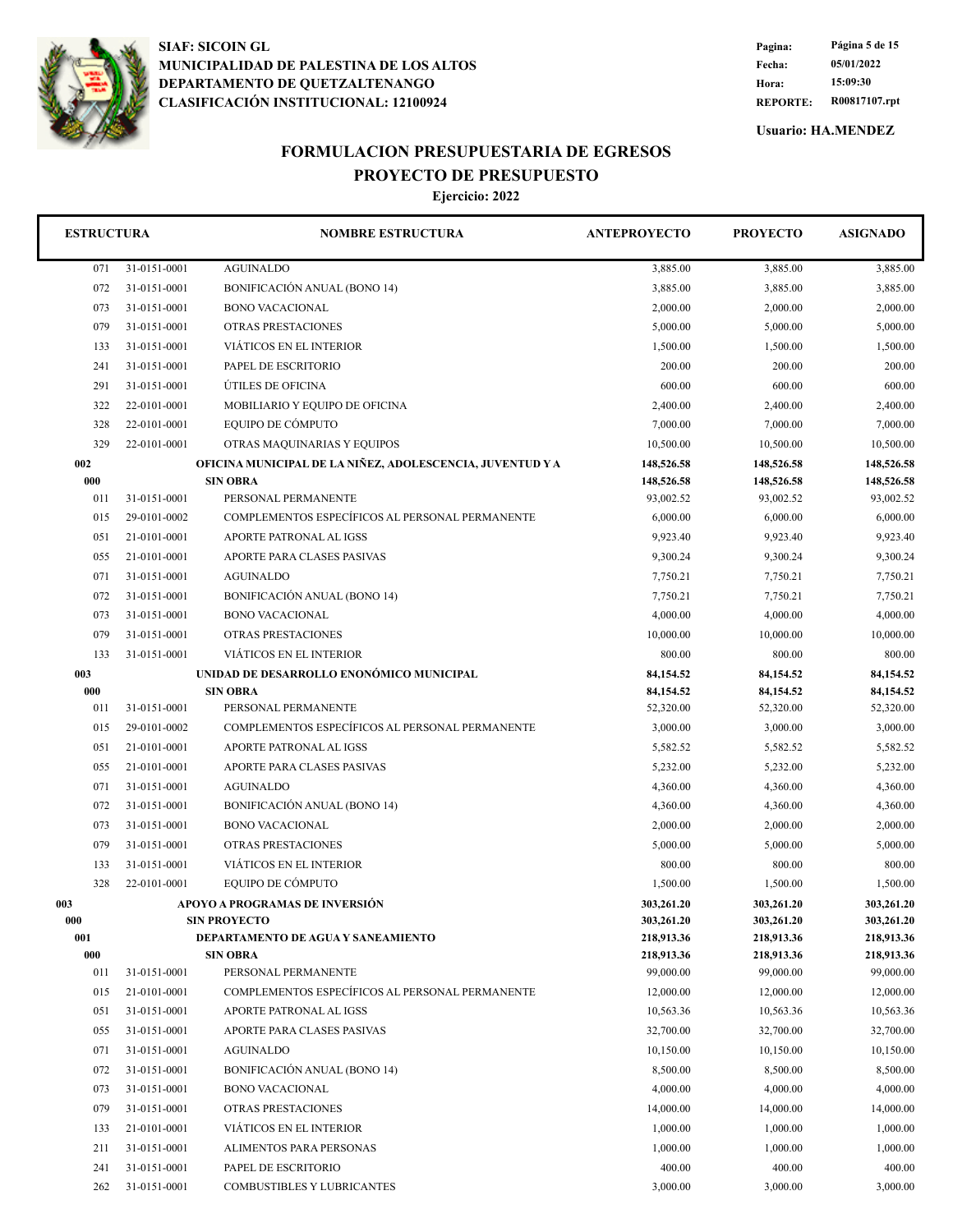SIAF: SICOIN GL
MUNICIPALIDAD DE PALESTINA DE LOS ALTOS
DEPARTAMENTO DE QUETZALTENANGO
CLASIFICACIÓN INSTITUCIONAL: 12100924

Pagina: Página 5 de 15
Fecha: 05/01/2022
Hora: 15:09:30
REPORTE: R00817107.rpt

Usuario: HA.MENDEZ

# FORMULACION PRESUPUESTARIA DE EGRESOS
## PROYECTO DE PRESUPUESTO
### Ejercicio: 2022

| ESTRUCTURA | | NOMBRE ESTRUCTURA | ANTEPROYECTO | PROYECTO | ASIGNADO |
|---|---|---|---|---|---|
| 071 | 31-0151-0001 | AGUINALDO | 3,885.00 | 3,885.00 | 3,885.00 |
| 072 | 31-0151-0001 | BONIFICACIÓN ANUAL (BONO 14) | 3,885.00 | 3,885.00 | 3,885.00 |
| 073 | 31-0151-0001 | BONO VACACIONAL | 2,000.00 | 2,000.00 | 2,000.00 |
| 079 | 31-0151-0001 | OTRAS PRESTACIONES | 5,000.00 | 5,000.00 | 5,000.00 |
| 133 | 31-0151-0001 | VIÁTICOS EN EL INTERIOR | 1,500.00 | 1,500.00 | 1,500.00 |
| 241 | 31-0151-0001 | PAPEL DE ESCRITORIO | 200.00 | 200.00 | 200.00 |
| 291 | 31-0151-0001 | ÚTILES DE OFICINA | 600.00 | 600.00 | 600.00 |
| 322 | 22-0101-0001 | MOBILIARIO Y EQUIPO DE OFICINA | 2,400.00 | 2,400.00 | 2,400.00 |
| 328 | 22-0101-0001 | EQUIPO DE CÓMPUTO | 7,000.00 | 7,000.00 | 7,000.00 |
| 329 | 22-0101-0001 | OTRAS MAQUINARIAS Y EQUIPOS | 10,500.00 | 10,500.00 | 10,500.00 |
| **002** | | **OFICINA MUNICIPAL DE LA NIÑEZ, ADOLESCENCIA, JUVENTUD Y A** | **148,526.58** | **148,526.58** | **148,526.58** |
| **000** | | **SIN OBRA** | **148,526.58** | **148,526.58** | **148,526.58** |
| 011 | 31-0151-0001 | PERSONAL PERMANENTE | 93,002.52 | 93,002.52 | 93,002.52 |
| 015 | 29-0101-0002 | COMPLEMENTOS ESPECÍFICOS AL PERSONAL PERMANENTE | 6,000.00 | 6,000.00 | 6,000.00 |
| 051 | 21-0101-0001 | APORTE PATRONAL AL IGSS | 9,923.40 | 9,923.40 | 9,923.40 |
| 055 | 21-0101-0001 | APORTE PARA CLASES PASIVAS | 9,300.24 | 9,300.24 | 9,300.24 |
| 071 | 31-0151-0001 | AGUINALDO | 7,750.21 | 7,750.21 | 7,750.21 |
| 072 | 31-0151-0001 | BONIFICACIÓN ANUAL (BONO 14) | 7,750.21 | 7,750.21 | 7,750.21 |
| 073 | 31-0151-0001 | BONO VACACIONAL | 4,000.00 | 4,000.00 | 4,000.00 |
| 079 | 31-0151-0001 | OTRAS PRESTACIONES | 10,000.00 | 10,000.00 | 10,000.00 |
| 133 | 31-0151-0001 | VIÁTICOS EN EL INTERIOR | 800.00 | 800.00 | 800.00 |
| **003** | | **UNIDAD DE DESARROLLO ENONÓMICO MUNICIPAL** | **84,154.52** | **84,154.52** | **84,154.52** |
| **000** | | **SIN OBRA** | **84,154.52** | **84,154.52** | **84,154.52** |
| 011 | 31-0151-0001 | PERSONAL PERMANENTE | 52,320.00 | 52,320.00 | 52,320.00 |
| 015 | 29-0101-0002 | COMPLEMENTOS ESPECÍFICOS AL PERSONAL PERMANENTE | 3,000.00 | 3,000.00 | 3,000.00 |
| 051 | 21-0101-0001 | APORTE PATRONAL AL IGSS | 5,582.52 | 5,582.52 | 5,582.52 |
| 055 | 21-0101-0001 | APORTE PARA CLASES PASIVAS | 5,232.00 | 5,232.00 | 5,232.00 |
| 071 | 31-0151-0001 | AGUINALDO | 4,360.00 | 4,360.00 | 4,360.00 |
| 072 | 31-0151-0001 | BONIFICACIÓN ANUAL (BONO 14) | 4,360.00 | 4,360.00 | 4,360.00 |
| 073 | 31-0151-0001 | BONO VACACIONAL | 2,000.00 | 2,000.00 | 2,000.00 |
| 079 | 31-0151-0001 | OTRAS PRESTACIONES | 5,000.00 | 5,000.00 | 5,000.00 |
| 133 | 31-0151-0001 | VIÁTICOS EN EL INTERIOR | 800.00 | 800.00 | 800.00 |
| 328 | 22-0101-0001 | EQUIPO DE CÓMPUTO | 1,500.00 | 1,500.00 | 1,500.00 |
| **003** | | **APOYO A PROGRAMAS DE INVERSIÓN** | **303,261.20** | **303,261.20** | **303,261.20** |
| **000** | | **SIN PROYECTO** | **303,261.20** | **303,261.20** | **303,261.20** |
| **001** | | **DEPARTAMENTO DE AGUA Y SANEAMIENTO** | **218,913.36** | **218,913.36** | **218,913.36** |
| **000** | | **SIN OBRA** | **218,913.36** | **218,913.36** | **218,913.36** |
| 011 | 31-0151-0001 | PERSONAL PERMANENTE | 99,000.00 | 99,000.00 | 99,000.00 |
| 015 | 21-0101-0001 | COMPLEMENTOS ESPECÍFICOS AL PERSONAL PERMANENTE | 12,000.00 | 12,000.00 | 12,000.00 |
| 051 | 31-0151-0001 | APORTE PATRONAL AL IGSS | 10,563.36 | 10,563.36 | 10,563.36 |
| 055 | 31-0151-0001 | APORTE PARA CLASES PASIVAS | 32,700.00 | 32,700.00 | 32,700.00 |
| 071 | 31-0151-0001 | AGUINALDO | 10,150.00 | 10,150.00 | 10,150.00 |
| 072 | 31-0151-0001 | BONIFICACIÓN ANUAL (BONO 14) | 8,500.00 | 8,500.00 | 8,500.00 |
| 073 | 31-0151-0001 | BONO VACACIONAL | 4,000.00 | 4,000.00 | 4,000.00 |
| 079 | 31-0151-0001 | OTRAS PRESTACIONES | 14,000.00 | 14,000.00 | 14,000.00 |
| 133 | 21-0101-0001 | VIÁTICOS EN EL INTERIOR | 1,000.00 | 1,000.00 | 1,000.00 |
| 211 | 31-0151-0001 | ALIMENTOS PARA PERSONAS | 1,000.00 | 1,000.00 | 1,000.00 |
| 241 | 31-0151-0001 | PAPEL DE ESCRITORIO | 400.00 | 400.00 | 400.00 |
| 262 | 31-0151-0001 | COMBUSTIBLES Y LUBRICANTES | 3,000.00 | 3,000.00 | 3,000.00 |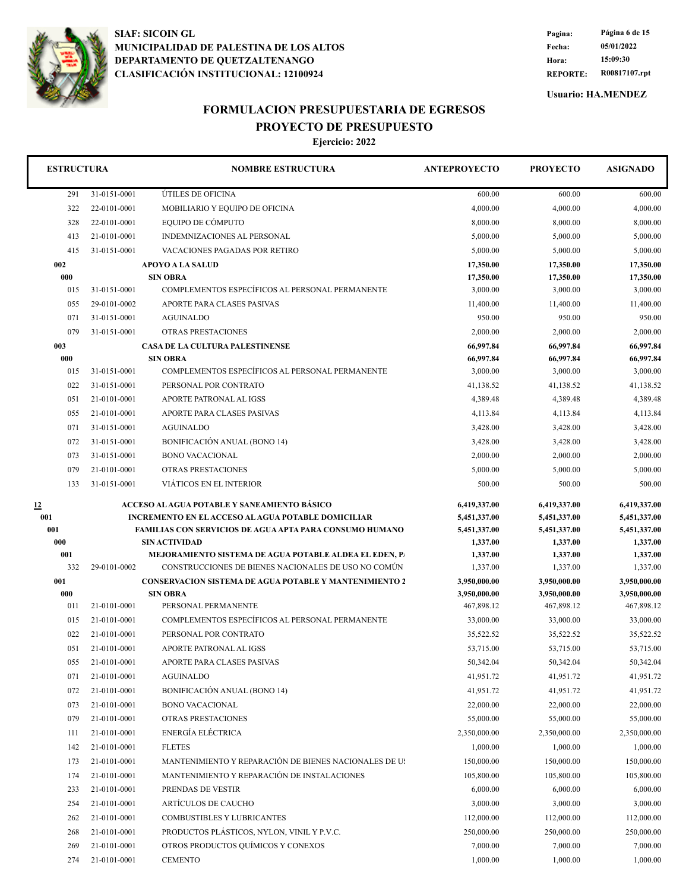SIAF: SICOIN GL
MUNICIPALIDAD DE PALESTINA DE LOS ALTOS
DEPARTAMENTO DE QUETZALTENANGO
CLASIFICACIÓN INSTITUCIONAL: 12100924

Pagina: Página 6 de 15
Fecha: 05/01/2022
Hora: 15:09:30
REPORTE: R00817107.rpt

Usuario: HA.MENDEZ

# FORMULACION PRESUPUESTARIA DE EGRESOS
## PROYECTO DE PRESUPUESTO
### Ejercicio: 2022

| ESTRUCTURA | | NOMBRE ESTRUCTURA | ANTEPROYECTO | PROYECTO | ASIGNADO |
|---|---|---|---|---|---|
| 291 | 31-0151-0001 | ÚTILES DE OFICINA | 600.00 | 600.00 | 600.00 |
| 322 | 22-0101-0001 | MOBILIARIO Y EQUIPO DE OFICINA | 4,000.00 | 4,000.00 | 4,000.00 |
| 328 | 22-0101-0001 | EQUIPO DE CÓMPUTO | 8,000.00 | 8,000.00 | 8,000.00 |
| 413 | 21-0101-0001 | INDEMNIZACIONES AL PERSONAL | 5,000.00 | 5,000.00 | 5,000.00 |
| 415 | 31-0151-0001 | VACACIONES PAGADAS POR RETIRO | 5,000.00 | 5,000.00 | 5,000.00 |
| **002** | | **APOYO A LA SALUD** | **17,350.00** | **17,350.00** | **17,350.00** |
| **000** | | **SIN OBRA** | **17,350.00** | **17,350.00** | **17,350.00** |
| 015 | 31-0151-0001 | COMPLEMENTOS ESPECÍFICOS AL PERSONAL PERMANENTE | 3,000.00 | 3,000.00 | 3,000.00 |
| 055 | 29-0101-0002 | APORTE PARA CLASES PASIVAS | 11,400.00 | 11,400.00 | 11,400.00 |
| 071 | 31-0151-0001 | AGUINALDO | 950.00 | 950.00 | 950.00 |
| 079 | 31-0151-0001 | OTRAS PRESTACIONES | 2,000.00 | 2,000.00 | 2,000.00 |
| **003** | | **CASA DE LA CULTURA PALESTINENSE** | **66,997.84** | **66,997.84** | **66,997.84** |
| **000** | | **SIN OBRA** | **66,997.84** | **66,997.84** | **66,997.84** |
| 015 | 31-0151-0001 | COMPLEMENTOS ESPECÍFICOS AL PERSONAL PERMANENTE | 3,000.00 | 3,000.00 | 3,000.00 |
| 022 | 31-0151-0001 | PERSONAL POR CONTRATO | 41,138.52 | 41,138.52 | 41,138.52 |
| 051 | 21-0101-0001 | APORTE PATRONAL AL IGSS | 4,389.48 | 4,389.48 | 4,389.48 |
| 055 | 21-0101-0001 | APORTE PARA CLASES PASIVAS | 4,113.84 | 4,113.84 | 4,113.84 |
| 071 | 31-0151-0001 | AGUINALDO | 3,428.00 | 3,428.00 | 3,428.00 |
| 072 | 31-0151-0001 | BONIFICACIÓN ANUAL (BONO 14) | 3,428.00 | 3,428.00 | 3,428.00 |
| 073 | 31-0151-0001 | BONO VACACIONAL | 2,000.00 | 2,000.00 | 2,000.00 |
| 079 | 21-0101-0001 | OTRAS PRESTACIONES | 5,000.00 | 5,000.00 | 5,000.00 |
| 133 | 31-0151-0001 | VIÁTICOS EN EL INTERIOR | 500.00 | 500.00 | 500.00 |
| **12** | | **ACCESO AL AGUA POTABLE Y SANEAMIENTO BÁSICO** | **6,419,337.00** | **6,419,337.00** | **6,419,337.00** |
| **001** | | **INCREMENTO EN EL ACCESO AL AGUA POTABLE DOMICILIAR** | **5,451,337.00** | **5,451,337.00** | **5,451,337.00** |
| **001** | | **FAMILIAS CON SERVICIOS DE AGUA APTA PARA CONSUMO HUMANO** | **5,451,337.00** | **5,451,337.00** | **5,451,337.00** |
| **000** | | **SIN ACTIVIDAD** | **1,337.00** | **1,337.00** | **1,337.00** |
| **001** | | **MEJORAMIENTO SISTEMA DE AGUA POTABLE ALDEA EL EDEN, P.** | **1,337.00** | **1,337.00** | **1,337.00** |
| 332 | 29-0101-0002 | CONSTRUCCIONES DE BIENES NACIONALES DE USO NO COMÚN | 1,337.00 | 1,337.00 | 1,337.00 |
| **001** | | **CONSERVACION SISTEMA DE AGUA POTABLE Y MANTENIMIENTO 2** | **3,950,000.00** | **3,950,000.00** | **3,950,000.00** |
| **000** | | **SIN OBRA** | **3,950,000.00** | **3,950,000.00** | **3,950,000.00** |
| 011 | 21-0101-0001 | PERSONAL PERMANENTE | 467,898.12 | 467,898.12 | 467,898.12 |
| 015 | 21-0101-0001 | COMPLEMENTOS ESPECÍFICOS AL PERSONAL PERMANENTE | 33,000.00 | 33,000.00 | 33,000.00 |
| 022 | 21-0101-0001 | PERSONAL POR CONTRATO | 35,522.52 | 35,522.52 | 35,522.52 |
| 051 | 21-0101-0001 | APORTE PATRONAL AL IGSS | 53,715.00 | 53,715.00 | 53,715.00 |
| 055 | 21-0101-0001 | APORTE PARA CLASES PASIVAS | 50,342.04 | 50,342.04 | 50,342.04 |
| 071 | 21-0101-0001 | AGUINALDO | 41,951.72 | 41,951.72 | 41,951.72 |
| 072 | 21-0101-0001 | BONIFICACIÓN ANUAL (BONO 14) | 41,951.72 | 41,951.72 | 41,951.72 |
| 073 | 21-0101-0001 | BONO VACACIONAL | 22,000.00 | 22,000.00 | 22,000.00 |
| 079 | 21-0101-0001 | OTRAS PRESTACIONES | 55,000.00 | 55,000.00 | 55,000.00 |
| 111 | 21-0101-0001 | ENERGÍA ELÉCTRICA | 2,350,000.00 | 2,350,000.00 | 2,350,000.00 |
| 142 | 21-0101-0001 | FLETES | 1,000.00 | 1,000.00 | 1,000.00 |
| 173 | 21-0101-0001 | MANTENIMIENTO Y REPARACIÓN DE BIENES NACIONALES DE US | 150,000.00 | 150,000.00 | 150,000.00 |
| 174 | 21-0101-0001 | MANTENIMIENTO Y REPARACIÓN DE INSTALACIONES | 105,800.00 | 105,800.00 | 105,800.00 |
| 233 | 21-0101-0001 | PRENDAS DE VESTIR | 6,000.00 | 6,000.00 | 6,000.00 |
| 254 | 21-0101-0001 | ARTÍCULOS DE CAUCHO | 3,000.00 | 3,000.00 | 3,000.00 |
| 262 | 21-0101-0001 | COMBUSTIBLES Y LUBRICANTES | 112,000.00 | 112,000.00 | 112,000.00 |
| 268 | 21-0101-0001 | PRODUCTOS PLÁSTICOS, NYLON, VINIL Y P.V.C. | 250,000.00 | 250,000.00 | 250,000.00 |
| 269 | 21-0101-0001 | OTROS PRODUCTOS QUÍMICOS Y CONEXOS | 7,000.00 | 7,000.00 | 7,000.00 |
| 274 | 21-0101-0001 | CEMENTO | 1,000.00 | 1,000.00 | 1,000.00 |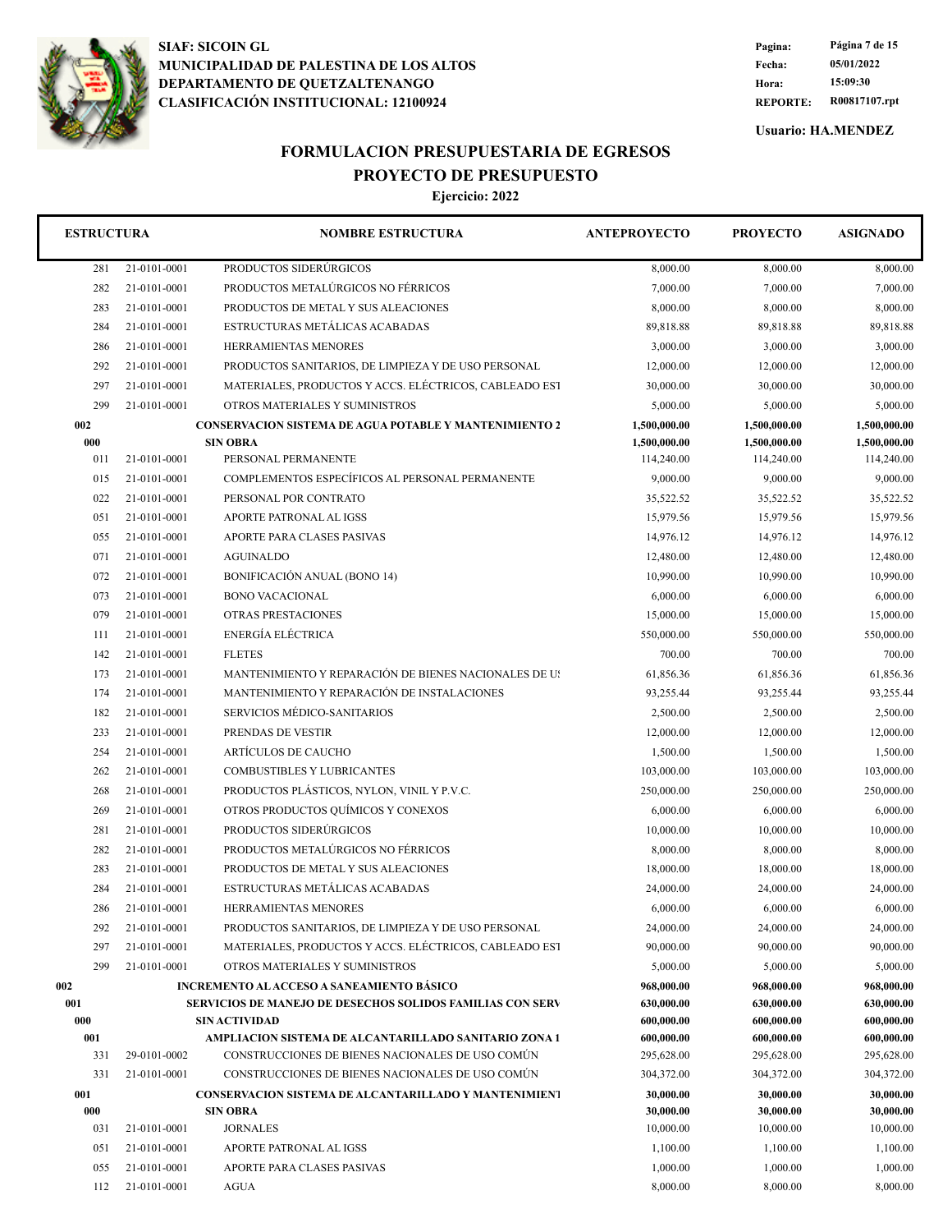SIAF: SICOIN GL
MUNICIPALIDAD DE PALESTINA DE LOS ALTOS
DEPARTAMENTO DE QUETZALTENANGO
CLASIFICACIÓN INSTITUCIONAL: 12100924

Pagina: Página 7 de 15
Fecha: 05/01/2022
Hora: 15:09:30
REPORTE: R00817107.rpt

Usuario: HA.MENDEZ

## FORMULACION PRESUPUESTARIA DE EGRESOS
## PROYECTO DE PRESUPUESTO
### Ejercicio: 2022

| ESTRUCTURA | | NOMBRE ESTRUCTURA | ANTEPROYECTO | PROYECTO | ASIGNADO |
|---|---|---|---|---|---|
| 281 | 21-0101-0001 | PRODUCTOS SIDERÚRGICOS | 8,000.00 | 8,000.00 | 8,000.00 |
| 282 | 21-0101-0001 | PRODUCTOS METALÚRGICOS NO FÉRRICOS | 7,000.00 | 7,000.00 | 7,000.00 |
| 283 | 21-0101-0001 | PRODUCTOS DE METAL Y SUS ALEACIONES | 8,000.00 | 8,000.00 | 8,000.00 |
| 284 | 21-0101-0001 | ESTRUCTURAS METÁLICAS ACABADAS | 89,818.88 | 89,818.88 | 89,818.88 |
| 286 | 21-0101-0001 | HERRAMIENTAS MENORES | 3,000.00 | 3,000.00 | 3,000.00 |
| 292 | 21-0101-0001 | PRODUCTOS SANITARIOS, DE LIMPIEZA Y DE USO PERSONAL | 12,000.00 | 12,000.00 | 12,000.00 |
| 297 | 21-0101-0001 | MATERIALES, PRODUCTOS Y ACCS. ELÉCTRICOS, CABLEADO EST | 30,000.00 | 30,000.00 | 30,000.00 |
| 299 | 21-0101-0001 | OTROS MATERIALES Y SUMINISTROS | 5,000.00 | 5,000.00 | 5,000.00 |
| **002** | | **CONSERVACION SISTEMA DE AGUA POTABLE Y MANTENIMIENTO 2** | **1,500,000.00** | **1,500,000.00** | **1,500,000.00** |
| **000** | | **SIN OBRA** | **1,500,000.00** | **1,500,000.00** | **1,500,000.00** |
| 011 | 21-0101-0001 | PERSONAL PERMANENTE | 114,240.00 | 114,240.00 | 114,240.00 |
| 015 | 21-0101-0001 | COMPLEMENTOS ESPECÍFICOS AL PERSONAL PERMANENTE | 9,000.00 | 9,000.00 | 9,000.00 |
| 022 | 21-0101-0001 | PERSONAL POR CONTRATO | 35,522.52 | 35,522.52 | 35,522.52 |
| 051 | 21-0101-0001 | APORTE PATRONAL AL IGSS | 15,979.56 | 15,979.56 | 15,979.56 |
| 055 | 21-0101-0001 | APORTE PARA CLASES PASIVAS | 14,976.12 | 14,976.12 | 14,976.12 |
| 071 | 21-0101-0001 | AGUINALDO | 12,480.00 | 12,480.00 | 12,480.00 |
| 072 | 21-0101-0001 | BONIFICACIÓN ANUAL (BONO 14) | 10,990.00 | 10,990.00 | 10,990.00 |
| 073 | 21-0101-0001 | BONO VACACIONAL | 6,000.00 | 6,000.00 | 6,000.00 |
| 079 | 21-0101-0001 | OTRAS PRESTACIONES | 15,000.00 | 15,000.00 | 15,000.00 |
| 111 | 21-0101-0001 | ENERGÍA ELÉCTRICA | 550,000.00 | 550,000.00 | 550,000.00 |
| 142 | 21-0101-0001 | FLETES | 700.00 | 700.00 | 700.00 |
| 173 | 21-0101-0001 | MANTENIMIENTO Y REPARACIÓN DE BIENES NACIONALES DE US | 61,856.36 | 61,856.36 | 61,856.36 |
| 174 | 21-0101-0001 | MANTENIMIENTO Y REPARACIÓN DE INSTALACIONES | 93,255.44 | 93,255.44 | 93,255.44 |
| 182 | 21-0101-0001 | SERVICIOS MÉDICO-SANITARIOS | 2,500.00 | 2,500.00 | 2,500.00 |
| 233 | 21-0101-0001 | PRENDAS DE VESTIR | 12,000.00 | 12,000.00 | 12,000.00 |
| 254 | 21-0101-0001 | ARTÍCULOS DE CAUCHO | 1,500.00 | 1,500.00 | 1,500.00 |
| 262 | 21-0101-0001 | COMBUSTIBLES Y LUBRICANTES | 103,000.00 | 103,000.00 | 103,000.00 |
| 268 | 21-0101-0001 | PRODUCTOS PLÁSTICOS, NYLON, VINIL Y P.V.C. | 250,000.00 | 250,000.00 | 250,000.00 |
| 269 | 21-0101-0001 | OTROS PRODUCTOS QUÍMICOS Y CONEXOS | 6,000.00 | 6,000.00 | 6,000.00 |
| 281 | 21-0101-0001 | PRODUCTOS SIDERÚRGICOS | 10,000.00 | 10,000.00 | 10,000.00 |
| 282 | 21-0101-0001 | PRODUCTOS METALÚRGICOS NO FÉRRICOS | 8,000.00 | 8,000.00 | 8,000.00 |
| 283 | 21-0101-0001 | PRODUCTOS DE METAL Y SUS ALEACIONES | 18,000.00 | 18,000.00 | 18,000.00 |
| 284 | 21-0101-0001 | ESTRUCTURAS METÁLICAS ACABADAS | 24,000.00 | 24,000.00 | 24,000.00 |
| 286 | 21-0101-0001 | HERRAMIENTAS MENORES | 6,000.00 | 6,000.00 | 6,000.00 |
| 292 | 21-0101-0001 | PRODUCTOS SANITARIOS, DE LIMPIEZA Y DE USO PERSONAL | 24,000.00 | 24,000.00 | 24,000.00 |
| 297 | 21-0101-0001 | MATERIALES, PRODUCTOS Y ACCS. ELÉCTRICOS, CABLEADO EST | 90,000.00 | 90,000.00 | 90,000.00 |
| 299 | 21-0101-0001 | OTROS MATERIALES Y SUMINISTROS | 5,000.00 | 5,000.00 | 5,000.00 |
| **002** | | **INCREMENTO AL ACCESO A SANEAMIENTO BÁSICO** | **968,000.00** | **968,000.00** | **968,000.00** |
| **001** | | **SERVICIOS DE MANEJO DE DESECHOS SOLIDOS FAMILIAS CON SERV** | **630,000.00** | **630,000.00** | **630,000.00** |
| **000** | | **SIN ACTIVIDAD** | **600,000.00** | **600,000.00** | **600,000.00** |
| **001** | | **AMPLIACION SISTEMA DE ALCANTARILLADO SANITARIO ZONA 1** | **600,000.00** | **600,000.00** | **600,000.00** |
| 331 | 29-0101-0002 | CONSTRUCCIONES DE BIENES NACIONALES DE USO COMÚN | 295,628.00 | 295,628.00 | 295,628.00 |
| 331 | 21-0101-0001 | CONSTRUCCIONES DE BIENES NACIONALES DE USO COMÚN | 304,372.00 | 304,372.00 | 304,372.00 |
| **001** | | **CONSERVACION SISTEMA DE ALCANTARILLADO Y MANTENIMIENT** | **30,000.00** | **30,000.00** | **30,000.00** |
| **000** | | **SIN OBRA** | **30,000.00** | **30,000.00** | **30,000.00** |
| 031 | 21-0101-0001 | JORNALES | 10,000.00 | 10,000.00 | 10,000.00 |
| 051 | 21-0101-0001 | APORTE PATRONAL AL IGSS | 1,100.00 | 1,100.00 | 1,100.00 |
| 055 | 21-0101-0001 | APORTE PARA CLASES PASIVAS | 1,000.00 | 1,000.00 | 1,000.00 |
| 112 | 21-0101-0001 | AGUA | 8,000.00 | 8,000.00 | 8,000.00 |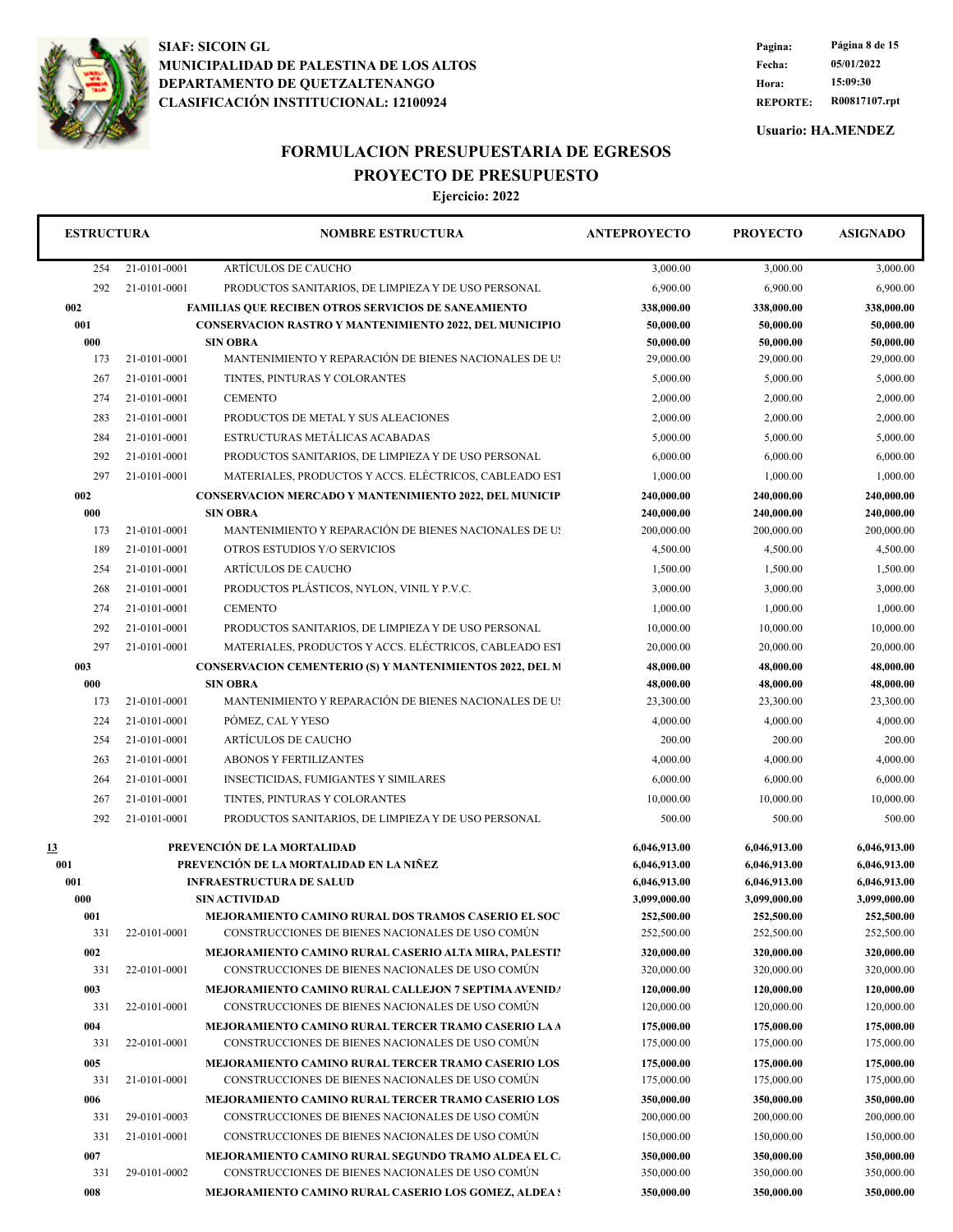SIAF: SICOIN GL
MUNICIPALIDAD DE PALESTINA DE LOS ALTOS
DEPARTAMENTO DE QUETZALTENANGO
CLASIFICACIÓN INSTITUCIONAL: 12100924

Pagina: Página 8 de 15
Fecha: 05/01/2022
Hora: 15:09:30
REPORTE: R00817107.rpt

Usuario: HA.MENDEZ

# FORMULACION PRESUPUESTARIA DE EGRESOS
## PROYECTO DE PRESUPUESTO
### Ejercicio: 2022

| ESTRUCTURA | | NOMBRE ESTRUCTURA | ANTEPROYECTO | PROYECTO | ASIGNADO |
|---|---|---|---|---|---|
| 254 | 21-0101-0001 | ARTÍCULOS DE CAUCHO | 3,000.00 | 3,000.00 | 3,000.00 |
| 292 | 21-0101-0001 | PRODUCTOS SANITARIOS, DE LIMPIEZA Y DE USO PERSONAL | 6,900.00 | 6,900.00 | 6,900.00 |
| **002** | | **FAMILIAS QUE RECIBEN OTROS SERVICIOS DE SANEAMIENTO** | **338,000.00** | **338,000.00** | **338,000.00** |
| **001** | | **CONSERVACION RASTRO Y MANTENIMIENTO 2022, DEL MUNICIPIO** | **50,000.00** | **50,000.00** | **50,000.00** |
| **000** | | **SIN OBRA** | **50,000.00** | **50,000.00** | **50,000.00** |
| 173 | 21-0101-0001 | MANTENIMIENTO Y REPARACIÓN DE BIENES NACIONALES DE US | 29,000.00 | 29,000.00 | 29,000.00 |
| 267 | 21-0101-0001 | TINTES, PINTURAS Y COLORANTES | 5,000.00 | 5,000.00 | 5,000.00 |
| 274 | 21-0101-0001 | CEMENTO | 2,000.00 | 2,000.00 | 2,000.00 |
| 283 | 21-0101-0001 | PRODUCTOS DE METAL Y SUS ALEACIONES | 2,000.00 | 2,000.00 | 2,000.00 |
| 284 | 21-0101-0001 | ESTRUCTURAS METÁLICAS ACABADAS | 5,000.00 | 5,000.00 | 5,000.00 |
| 292 | 21-0101-0001 | PRODUCTOS SANITARIOS, DE LIMPIEZA Y DE USO PERSONAL | 6,000.00 | 6,000.00 | 6,000.00 |
| 297 | 21-0101-0001 | MATERIALES, PRODUCTOS Y ACCS. ELÉCTRICOS, CABLEADO EST | 1,000.00 | 1,000.00 | 1,000.00 |
| **002** | | **CONSERVACION MERCADO Y MANTENIMIENTO 2022, DEL MUNICIP** | **240,000.00** | **240,000.00** | **240,000.00** |
| **000** | | **SIN OBRA** | **240,000.00** | **240,000.00** | **240,000.00** |
| 173 | 21-0101-0001 | MANTENIMIENTO Y REPARACIÓN DE BIENES NACIONALES DE US | 200,000.00 | 200,000.00 | 200,000.00 |
| 189 | 21-0101-0001 | OTROS ESTUDIOS Y/O SERVICIOS | 4,500.00 | 4,500.00 | 4,500.00 |
| 254 | 21-0101-0001 | ARTÍCULOS DE CAUCHO | 1,500.00 | 1,500.00 | 1,500.00 |
| 268 | 21-0101-0001 | PRODUCTOS PLÁSTICOS, NYLON, VINIL Y P.V.C. | 3,000.00 | 3,000.00 | 3,000.00 |
| 274 | 21-0101-0001 | CEMENTO | 1,000.00 | 1,000.00 | 1,000.00 |
| 292 | 21-0101-0001 | PRODUCTOS SANITARIOS, DE LIMPIEZA Y DE USO PERSONAL | 10,000.00 | 10,000.00 | 10,000.00 |
| 297 | 21-0101-0001 | MATERIALES, PRODUCTOS Y ACCS. ELÉCTRICOS, CABLEADO EST | 20,000.00 | 20,000.00 | 20,000.00 |
| **003** | | **CONSERVACION CEMENTERIO (S) Y MANTENIMIENTOS 2022, DEL M** | **48,000.00** | **48,000.00** | **48,000.00** |
| **000** | | **SIN OBRA** | **48,000.00** | **48,000.00** | **48,000.00** |
| 173 | 21-0101-0001 | MANTENIMIENTO Y REPARACIÓN DE BIENES NACIONALES DE US | 23,300.00 | 23,300.00 | 23,300.00 |
| 224 | 21-0101-0001 | PÓMEZ, CAL Y YESO | 4,000.00 | 4,000.00 | 4,000.00 |
| 254 | 21-0101-0001 | ARTÍCULOS DE CAUCHO | 200.00 | 200.00 | 200.00 |
| 263 | 21-0101-0001 | ABONOS Y FERTILIZANTES | 4,000.00 | 4,000.00 | 4,000.00 |
| 264 | 21-0101-0001 | INSECTICIDAS, FUMIGANTES Y SIMILARES | 6,000.00 | 6,000.00 | 6,000.00 |
| 267 | 21-0101-0001 | TINTES, PINTURAS Y COLORANTES | 10,000.00 | 10,000.00 | 10,000.00 |
| 292 | 21-0101-0001 | PRODUCTOS SANITARIOS, DE LIMPIEZA Y DE USO PERSONAL | 500.00 | 500.00 | 500.00 |
| **13** | | **PREVENCIÓN DE LA MORTALIDAD** | **6,046,913.00** | **6,046,913.00** | **6,046,913.00** |
| **001** | | **PREVENCIÓN DE LA MORTALIDAD EN LA NIÑEZ** | **6,046,913.00** | **6,046,913.00** | **6,046,913.00** |
| **001** | | **INFRAESTRUCTURA DE SALUD** | **6,046,913.00** | **6,046,913.00** | **6,046,913.00** |
| **000** | | **SIN ACTIVIDAD** | **3,099,000.00** | **3,099,000.00** | **3,099,000.00** |
| **001** | | **MEJORAMIENTO CAMINO RURAL DOS TRAMOS CASERIO EL SOC** | **252,500.00** | **252,500.00** | **252,500.00** |
| 331 | 22-0101-0001 | CONSTRUCCIONES DE BIENES NACIONALES DE USO COMÚN | 252,500.00 | 252,500.00 | 252,500.00 |
| **002** | | **MEJORAMIENTO CAMINO RURAL CASERIO ALTA MIRA, PALESTIN** | **320,000.00** | **320,000.00** | **320,000.00** |
| 331 | 22-0101-0001 | CONSTRUCCIONES DE BIENES NACIONALES DE USO COMÚN | 320,000.00 | 320,000.00 | 320,000.00 |
| **003** | | **MEJORAMIENTO CAMINO RURAL CALLEJON 7 SEPTIMA AVENIDA** | **120,000.00** | **120,000.00** | **120,000.00** |
| 331 | 22-0101-0001 | CONSTRUCCIONES DE BIENES NACIONALES DE USO COMÚN | 120,000.00 | 120,000.00 | 120,000.00 |
| **004** | | **MEJORAMIENTO CAMINO RURAL TERCER TRAMO CASERIO LA A** | **175,000.00** | **175,000.00** | **175,000.00** |
| 331 | 22-0101-0001 | CONSTRUCCIONES DE BIENES NACIONALES DE USO COMÚN | 175,000.00 | 175,000.00 | 175,000.00 |
| **005** | | **MEJORAMIENTO CAMINO RURAL TERCER TRAMO CASERIO LOS** | **175,000.00** | **175,000.00** | **175,000.00** |
| 331 | 21-0101-0001 | CONSTRUCCIONES DE BIENES NACIONALES DE USO COMÚN | 175,000.00 | 175,000.00 | 175,000.00 |
| **006** | | **MEJORAMIENTO CAMINO RURAL TERCER TRAMO CASERIO LOS** | **350,000.00** | **350,000.00** | **350,000.00** |
| 331 | 29-0101-0003 | CONSTRUCCIONES DE BIENES NACIONALES DE USO COMÚN | 200,000.00 | 200,000.00 | 200,000.00 |
| 331 | 21-0101-0001 | CONSTRUCCIONES DE BIENES NACIONALES DE USO COMÚN | 150,000.00 | 150,000.00 | 150,000.00 |
| **007** | | **MEJORAMIENTO CAMINO RURAL SEGUNDO TRAMO ALDEA EL C** | **350,000.00** | **350,000.00** | **350,000.00** |
| 331 | 29-0101-0002 | CONSTRUCCIONES DE BIENES NACIONALES DE USO COMÚN | 350,000.00 | 350,000.00 | 350,000.00 |
| **008** | | **MEJORAMIENTO CAMINO RURAL CASERIO LOS GOMEZ, ALDEA S** | **350,000.00** | **350,000.00** | **350,000.00** |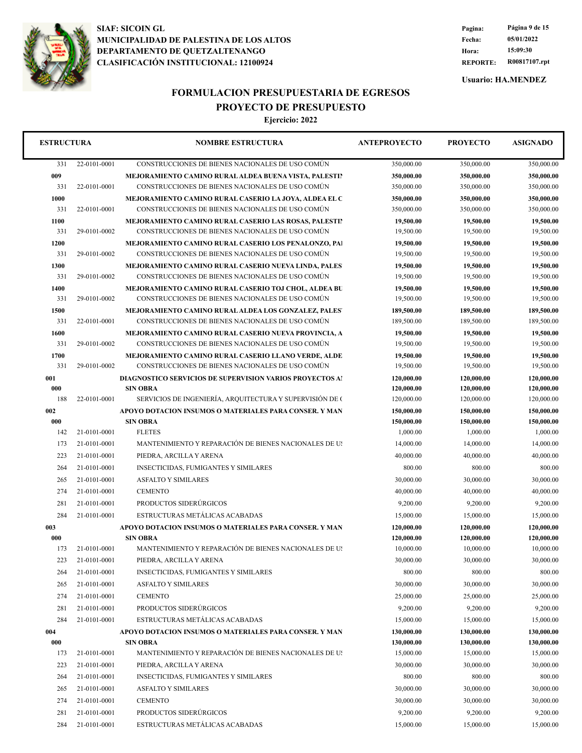**SIAF: SICOIN GL**
**MUNICIPALIDAD DE PALESTINA DE LOS ALTOS**
**DEPARTAMENTO DE QUETZALTENANGO**
**CLASIFICACIÓN INSTITUCIONAL: 12100924**

| | |
|---|---|
| Fecha: | 05/01/2022 |
| Hora: | 15:09:30 |
| REPORTE: | R00817107.rpt |

Usuario: HA.MENDEZ

# FORMULACION PRESUPUESTARIA DE EGRESOS
## PROYECTO DE PRESUPUESTO
### Ejercicio: 2022

| ESTRUCTURA | | NOMBRE ESTRUCTURA | ANTEPROYECTO | PROYECTO | ASIGNADO |
|---|---|---|---|---|---|
| 331 | 22-0101-0001 | CONSTRUCCIONES DE BIENES NACIONALES DE USO COMÚN | 350,000.00 | 350,000.00 | 350,000.00 |
| **009** | | **MEJORAMIENTO CAMINO RURAL ALDEA BUENA VISTA, PALESTIN** | **350,000.00** | **350,000.00** | **350,000.00** |
| 331 | 22-0101-0001 | CONSTRUCCIONES DE BIENES NACIONALES DE USO COMÚN | 350,000.00 | 350,000.00 | 350,000.00 |
| **1000** | | **MEJORAMIENTO CAMINO RURAL CASERIO LA JOYA, ALDEA EL C** | **350,000.00** | **350,000.00** | **350,000.00** |
| 331 | 22-0101-0001 | CONSTRUCCIONES DE BIENES NACIONALES DE USO COMÚN | 350,000.00 | 350,000.00 | 350,000.00 |
| **1100** | | **MEJORAMIENTO CAMINO RURAL CASERIO LAS ROSAS, PALESTIN** | **19,500.00** | **19,500.00** | **19,500.00** |
| 331 | 29-0101-0002 | CONSTRUCCIONES DE BIENES NACIONALES DE USO COMÚN | 19,500.00 | 19,500.00 | 19,500.00 |
| **1200** | | **MEJORAMIENTO CAMINO RURAL CASERIO LOS PENALONZO, PAI** | **19,500.00** | **19,500.00** | **19,500.00** |
| 331 | 29-0101-0002 | CONSTRUCCIONES DE BIENES NACIONALES DE USO COMÚN | 19,500.00 | 19,500.00 | 19,500.00 |
| **1300** | | **MEJORAMIENTO CAMINO RURAL CASERIO NUEVA LINDA, PALES** | **19,500.00** | **19,500.00** | **19,500.00** |
| 331 | 29-0101-0002 | CONSTRUCCIONES DE BIENES NACIONALES DE USO COMÚN | 19,500.00 | 19,500.00 | 19,500.00 |
| **1400** | | **MEJORAMIENTO CAMINO RURAL CASERIO TOJ CHOL, ALDEA BU** | **19,500.00** | **19,500.00** | **19,500.00** |
| 331 | 29-0101-0002 | CONSTRUCCIONES DE BIENES NACIONALES DE USO COMÚN | 19,500.00 | 19,500.00 | 19,500.00 |
| **1500** | | **MEJORAMIENTO CAMINO RURAL ALDEA LOS GONZALEZ, PALES** | **189,500.00** | **189,500.00** | **189,500.00** |
| 331 | 22-0101-0001 | CONSTRUCCIONES DE BIENES NACIONALES DE USO COMÚN | 189,500.00 | 189,500.00 | 189,500.00 |
| **1600** | | **MEJORAMIENTO CAMINO RURAL CASERIO NUEVA PROVINCIA, A** | **19,500.00** | **19,500.00** | **19,500.00** |
| 331 | 29-0101-0002 | CONSTRUCCIONES DE BIENES NACIONALES DE USO COMÚN | 19,500.00 | 19,500.00 | 19,500.00 |
| **1700** | | **MEJORAMIENTO CAMINO RURAL CASERIO LLANO VERDE, ALDE** | **19,500.00** | **19,500.00** | **19,500.00** |
| 331 | 29-0101-0002 | CONSTRUCCIONES DE BIENES NACIONALES DE USO COMÚN | 19,500.00 | 19,500.00 | 19,500.00 |
| **001** | | **DIAGNOSTICO SERVICIOS DE SUPERVISION VARIOS PROYECTOS AI** | **120,000.00** | **120,000.00** | **120,000.00** |
| **000** | | **SIN OBRA** | **120,000.00** | **120,000.00** | **120,000.00** |
| 188 | 22-0101-0001 | SERVICIOS DE INGENIERÍA, ARQUITECTURA Y SUPERVISIÓN DE ( | 120,000.00 | 120,000.00 | 120,000.00 |
| **002** | | **APOYO DOTACION INSUMOS O MATERIALES PARA CONSER. Y MAN** | **150,000.00** | **150,000.00** | **150,000.00** |
| **000** | | **SIN OBRA** | **150,000.00** | **150,000.00** | **150,000.00** |
| 142 | 21-0101-0001 | FLETES | 1,000.00 | 1,000.00 | 1,000.00 |
| 173 | 21-0101-0001 | MANTENIMIENTO Y REPARACIÓN DE BIENES NACIONALES DE US | 14,000.00 | 14,000.00 | 14,000.00 |
| 223 | 21-0101-0001 | PIEDRA, ARCILLA Y ARENA | 40,000.00 | 40,000.00 | 40,000.00 |
| 264 | 21-0101-0001 | INSECTICIDAS, FUMIGANTES Y SIMILARES | 800.00 | 800.00 | 800.00 |
| 265 | 21-0101-0001 | ASFALTO Y SIMILARES | 30,000.00 | 30,000.00 | 30,000.00 |
| 274 | 21-0101-0001 | CEMENTO | 40,000.00 | 40,000.00 | 40,000.00 |
| 281 | 21-0101-0001 | PRODUCTOS SIDERÚRGICOS | 9,200.00 | 9,200.00 | 9,200.00 |
| 284 | 21-0101-0001 | ESTRUCTURAS METÁLICAS ACABADAS | 15,000.00 | 15,000.00 | 15,000.00 |
| **003** | | **APOYO DOTACION INSUMOS O MATERIALES PARA CONSER. Y MAN** | **120,000.00** | **120,000.00** | **120,000.00** |
| **000** | | **SIN OBRA** | **120,000.00** | **120,000.00** | **120,000.00** |
| 173 | 21-0101-0001 | MANTENIMIENTO Y REPARACIÓN DE BIENES NACIONALES DE US | 10,000.00 | 10,000.00 | 10,000.00 |
| 223 | 21-0101-0001 | PIEDRA, ARCILLA Y ARENA | 30,000.00 | 30,000.00 | 30,000.00 |
| 264 | 21-0101-0001 | INSECTICIDAS, FUMIGANTES Y SIMILARES | 800.00 | 800.00 | 800.00 |
| 265 | 21-0101-0001 | ASFALTO Y SIMILARES | 30,000.00 | 30,000.00 | 30,000.00 |
| 274 | 21-0101-0001 | CEMENTO | 25,000.00 | 25,000.00 | 25,000.00 |
| 281 | 21-0101-0001 | PRODUCTOS SIDERÚRGICOS | 9,200.00 | 9,200.00 | 9,200.00 |
| 284 | 21-0101-0001 | ESTRUCTURAS METÁLICAS ACABADAS | 15,000.00 | 15,000.00 | 15,000.00 |
| **004** | | **APOYO DOTACION INSUMOS O MATERIALES PARA CONSER. Y MAN** | **130,000.00** | **130,000.00** | **130,000.00** |
| **000** | | **SIN OBRA** | **130,000.00** | **130,000.00** | **130,000.00** |
| 173 | 21-0101-0001 | MANTENIMIENTO Y REPARACIÓN DE BIENES NACIONALES DE US | 15,000.00 | 15,000.00 | 15,000.00 |
| 223 | 21-0101-0001 | PIEDRA, ARCILLA Y ARENA | 30,000.00 | 30,000.00 | 30,000.00 |
| 264 | 21-0101-0001 | INSECTICIDAS, FUMIGANTES Y SIMILARES | 800.00 | 800.00 | 800.00 |
| 265 | 21-0101-0001 | ASFALTO Y SIMILARES | 30,000.00 | 30,000.00 | 30,000.00 |
| 274 | 21-0101-0001 | CEMENTO | 30,000.00 | 30,000.00 | 30,000.00 |
| 281 | 21-0101-0001 | PRODUCTOS SIDERÚRGICOS | 9,200.00 | 9,200.00 | 9,200.00 |
| 284 | 21-0101-0001 | ESTRUCTURAS METÁLICAS ACABADAS | 15,000.00 | 15,000.00 | 15,000.00 |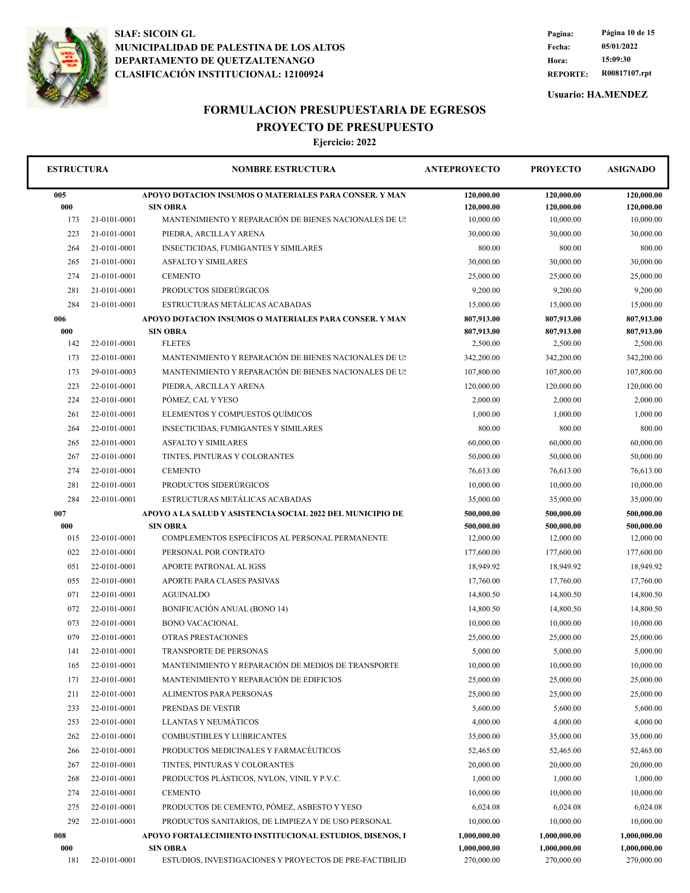**SIAF: SICOIN GL**
**MUNICIPALIDAD DE PALESTINA DE LOS ALTOS**
**DEPARTAMENTO DE QUETZALTENANGO**
**CLASIFICACIÓN INSTITUCIONAL: 12100924**

**Pagina:** Página 10 de 15
**Fecha:** 05/01/2022
**Hora:** 15:09:30
**REPORTE:** R00817107.rpt

**Usuario: HA.MENDEZ**

# FORMULACION PRESUPUESTARIA DE EGRESOS
## PROYECTO DE PRESUPUESTO
### Ejercicio: 2022

| ESTRUCTURA | | NOMBRE ESTRUCTURA | ANTEPROYECTO | PROYECTO | ASIGNADO |
|---|---|---|---|---|---|
| **005** | | **APOYO DOTACION INSUMOS O MATERIALES PARA CONSER. Y MAN** | **120,000.00** | **120,000.00** | **120,000.00** |
| **000** | | **SIN OBRA** | **120,000.00** | **120,000.00** | **120,000.00** |
| 173 | 21-0101-0001 | MANTENIMIENTO Y REPARACIÓN DE BIENES NACIONALES DE U! | 10,000.00 | 10,000.00 | 10,000.00 |
| 223 | 21-0101-0001 | PIEDRA, ARCILLA Y ARENA | 30,000.00 | 30,000.00 | 30,000.00 |
| 264 | 21-0101-0001 | INSECTICIDAS, FUMIGANTES Y SIMILARES | 800.00 | 800.00 | 800.00 |
| 265 | 21-0101-0001 | ASFALTO Y SIMILARES | 30,000.00 | 30,000.00 | 30,000.00 |
| 274 | 21-0101-0001 | CEMENTO | 25,000.00 | 25,000.00 | 25,000.00 |
| 281 | 21-0101-0001 | PRODUCTOS SIDERÚRGICOS | 9,200.00 | 9,200.00 | 9,200.00 |
| 284 | 21-0101-0001 | ESTRUCTURAS METÁLICAS ACABADAS | 15,000.00 | 15,000.00 | 15,000.00 |
| **006** | | **APOYO DOTACION INSUMOS O MATERIALES PARA CONSER. Y MAN** | **807,913.00** | **807,913.00** | **807,913.00** |
| **000** | | **SIN OBRA** | **807,913.00** | **807,913.00** | **807,913.00** |
| 142 | 22-0101-0001 | FLETES | 2,500.00 | 2,500.00 | 2,500.00 |
| 173 | 22-0101-0001 | MANTENIMIENTO Y REPARACIÓN DE BIENES NACIONALES DE U! | 342,200.00 | 342,200.00 | 342,200.00 |
| 173 | 29-0101-0003 | MANTENIMIENTO Y REPARACIÓN DE BIENES NACIONALES DE U! | 107,800.00 | 107,800.00 | 107,800.00 |
| 223 | 22-0101-0001 | PIEDRA, ARCILLA Y ARENA | 120,000.00 | 120,000.00 | 120,000.00 |
| 224 | 22-0101-0001 | PÓMEZ, CAL Y YESO | 2,000.00 | 2,000.00 | 2,000.00 |
| 261 | 22-0101-0001 | ELEMENTOS Y COMPUESTOS QUÍMICOS | 1,000.00 | 1,000.00 | 1,000.00 |
| 264 | 22-0101-0001 | INSECTICIDAS, FUMIGANTES Y SIMILARES | 800.00 | 800.00 | 800.00 |
| 265 | 22-0101-0001 | ASFALTO Y SIMILARES | 60,000.00 | 60,000.00 | 60,000.00 |
| 267 | 22-0101-0001 | TINTES, PINTURAS Y COLORANTES | 50,000.00 | 50,000.00 | 50,000.00 |
| 274 | 22-0101-0001 | CEMENTO | 76,613.00 | 76,613.00 | 76,613.00 |
| 281 | 22-0101-0001 | PRODUCTOS SIDERÚRGICOS | 10,000.00 | 10,000.00 | 10,000.00 |
| 284 | 22-0101-0001 | ESTRUCTURAS METÁLICAS ACABADAS | 35,000.00 | 35,000.00 | 35,000.00 |
| **007** | | **APOYO A LA SALUD Y ASISTENCIA SOCIAL 2022 DEL MUNICIPIO DE** | **500,000.00** | **500,000.00** | **500,000.00** |
| **000** | | **SIN OBRA** | **500,000.00** | **500,000.00** | **500,000.00** |
| 015 | 22-0101-0001 | COMPLEMENTOS ESPECÍFICOS AL PERSONAL PERMANENTE | 12,000.00 | 12,000.00 | 12,000.00 |
| 022 | 22-0101-0001 | PERSONAL POR CONTRATO | 177,600.00 | 177,600.00 | 177,600.00 |
| 051 | 22-0101-0001 | APORTE PATRONAL AL IGSS | 18,949.92 | 18,949.92 | 18,949.92 |
| 055 | 22-0101-0001 | APORTE PARA CLASES PASIVAS | 17,760.00 | 17,760.00 | 17,760.00 |
| 071 | 22-0101-0001 | AGUINALDO | 14,800.50 | 14,800.50 | 14,800.50 |
| 072 | 22-0101-0001 | BONIFICACIÓN ANUAL (BONO 14) | 14,800.50 | 14,800.50 | 14,800.50 |
| 073 | 22-0101-0001 | BONO VACACIONAL | 10,000.00 | 10,000.00 | 10,000.00 |
| 079 | 22-0101-0001 | OTRAS PRESTACIONES | 25,000.00 | 25,000.00 | 25,000.00 |
| 141 | 22-0101-0001 | TRANSPORTE DE PERSONAS | 5,000.00 | 5,000.00 | 5,000.00 |
| 165 | 22-0101-0001 | MANTENIMIENTO Y REPARACIÓN DE MEDIOS DE TRANSPORTE | 10,000.00 | 10,000.00 | 10,000.00 |
| 171 | 22-0101-0001 | MANTENIMIENTO Y REPARACIÓN DE EDIFICIOS | 25,000.00 | 25,000.00 | 25,000.00 |
| 211 | 22-0101-0001 | ALIMENTOS PARA PERSONAS | 25,000.00 | 25,000.00 | 25,000.00 |
| 233 | 22-0101-0001 | PRENDAS DE VESTIR | 5,600.00 | 5,600.00 | 5,600.00 |
| 253 | 22-0101-0001 | LLANTAS Y NEUMÁTICOS | 4,000.00 | 4,000.00 | 4,000.00 |
| 262 | 22-0101-0001 | COMBUSTIBLES Y LUBRICANTES | 35,000.00 | 35,000.00 | 35,000.00 |
| 266 | 22-0101-0001 | PRODUCTOS MEDICINALES Y FARMACÉUTICOS | 52,465.00 | 52,465.00 | 52,465.00 |
| 267 | 22-0101-0001 | TINTES, PINTURAS Y COLORANTES | 20,000.00 | 20,000.00 | 20,000.00 |
| 268 | 22-0101-0001 | PRODUCTOS PLÁSTICOS, NYLON, VINIL Y P.V.C. | 1,000.00 | 1,000.00 | 1,000.00 |
| 274 | 22-0101-0001 | CEMENTO | 10,000.00 | 10,000.00 | 10,000.00 |
| 275 | 22-0101-0001 | PRODUCTOS DE CEMENTO, PÓMEZ, ASBESTO Y YESO | 6,024.08 | 6,024.08 | 6,024.08 |
| 292 | 22-0101-0001 | PRODUCTOS SANITARIOS, DE LIMPIEZA Y DE USO PERSONAL | 10,000.00 | 10,000.00 | 10,000.00 |
| **008** | | **APOYO FORTALECIMIENTO INSTITUCIONAL ESTUDIOS, DISENOS, I** | **1,000,000.00** | **1,000,000.00** | **1,000,000.00** |
| **000** | | **SIN OBRA** | **1,000,000.00** | **1,000,000.00** | **1,000,000.00** |
| 181 | 22-0101-0001 | ESTUDIOS, INVESTIGACIONES Y PROYECTOS DE PRE-FACTIBILID | 270,000.00 | 270,000.00 | 270,000.00 |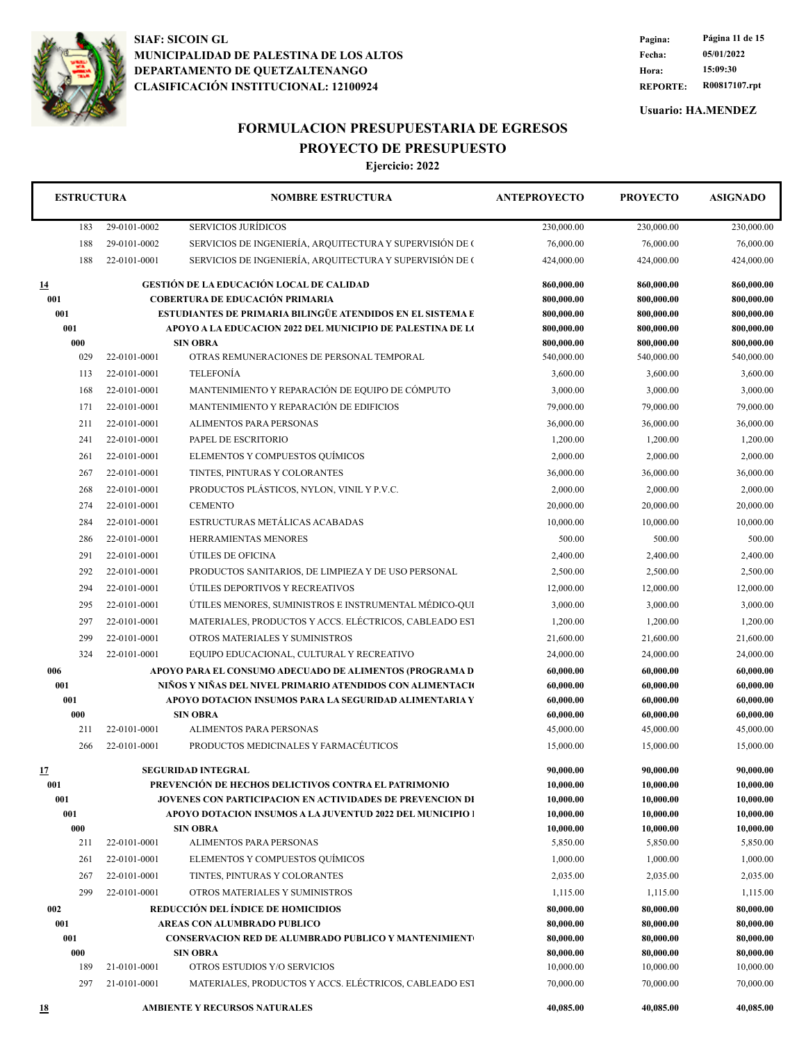SIAF: SICOIN GL
MUNICIPALIDAD DE PALESTINA DE LOS ALTOS
DEPARTAMENTO DE QUETZALTENANGO
CLASIFICACIÓN INSTITUCIONAL: 12100924

Pagina: Página 11 de 15
Fecha: 05/01/2022
Hora: 15:09:30
REPORTE: R00817107.rpt

Usuario: HA.MENDEZ

## FORMULACION PRESUPUESTARIA DE EGRESOS
## PROYECTO DE PRESUPUESTO
### Ejercicio: 2022

| ESTRUCTURA | | NOMBRE ESTRUCTURA | ANTEPROYECTO | PROYECTO | ASIGNADO |
|---|---|---|---|---|---|
| 183 | 29-0101-0002 | SERVICIOS JURÍDICOS | 230,000.00 | 230,000.00 | 230,000.00 |
| 188 | 29-0101-0002 | SERVICIOS DE INGENIERÍA, ARQUITECTURA Y SUPERVISIÓN DE ( | 76,000.00 | 76,000.00 | 76,000.00 |
| 188 | 22-0101-0001 | SERVICIOS DE INGENIERÍA, ARQUITECTURA Y SUPERVISIÓN DE ( | 424,000.00 | 424,000.00 | 424,000.00 |
| **14** | | **GESTIÓN DE LA EDUCACIÓN LOCAL DE CALIDAD** | **860,000.00** | **860,000.00** | **860,000.00** |
| **001** | | **COBERTURA DE EDUCACIÓN PRIMARIA** | **800,000.00** | **800,000.00** | **800,000.00** |
| **001** | | **ESTUDIANTES DE PRIMARIA BILINGÜE ATENDIDOS EN EL SISTEMA E** | **800,000.00** | **800,000.00** | **800,000.00** |
| **001** | | **APOYO A LA EDUCACION 2022 DEL MUNICIPIO DE PALESTINA DE L(** | **800,000.00** | **800,000.00** | **800,000.00** |
| **000** | | **SIN OBRA** | **800,000.00** | **800,000.00** | **800,000.00** |
| 029 | 22-0101-0001 | OTRAS REMUNERACIONES DE PERSONAL TEMPORAL | 540,000.00 | 540,000.00 | 540,000.00 |
| 113 | 22-0101-0001 | TELEFONÍA | 3,600.00 | 3,600.00 | 3,600.00 |
| 168 | 22-0101-0001 | MANTENIMIENTO Y REPARACIÓN DE EQUIPO DE CÓMPUTO | 3,000.00 | 3,000.00 | 3,000.00 |
| 171 | 22-0101-0001 | MANTENIMIENTO Y REPARACIÓN DE EDIFICIOS | 79,000.00 | 79,000.00 | 79,000.00 |
| 211 | 22-0101-0001 | ALIMENTOS PARA PERSONAS | 36,000.00 | 36,000.00 | 36,000.00 |
| 241 | 22-0101-0001 | PAPEL DE ESCRITORIO | 1,200.00 | 1,200.00 | 1,200.00 |
| 261 | 22-0101-0001 | ELEMENTOS Y COMPUESTOS QUÍMICOS | 2,000.00 | 2,000.00 | 2,000.00 |
| 267 | 22-0101-0001 | TINTES, PINTURAS Y COLORANTES | 36,000.00 | 36,000.00 | 36,000.00 |
| 268 | 22-0101-0001 | PRODUCTOS PLÁSTICOS, NYLON, VINIL Y P.V.C. | 2,000.00 | 2,000.00 | 2,000.00 |
| 274 | 22-0101-0001 | CEMENTO | 20,000.00 | 20,000.00 | 20,000.00 |
| 284 | 22-0101-0001 | ESTRUCTURAS METÁLICAS ACABADAS | 10,000.00 | 10,000.00 | 10,000.00 |
| 286 | 22-0101-0001 | HERRAMIENTAS MENORES | 500.00 | 500.00 | 500.00 |
| 291 | 22-0101-0001 | ÚTILES DE OFICINA | 2,400.00 | 2,400.00 | 2,400.00 |
| 292 | 22-0101-0001 | PRODUCTOS SANITARIOS, DE LIMPIEZA Y DE USO PERSONAL | 2,500.00 | 2,500.00 | 2,500.00 |
| 294 | 22-0101-0001 | ÚTILES DEPORTIVOS Y RECREATIVOS | 12,000.00 | 12,000.00 | 12,000.00 |
| 295 | 22-0101-0001 | ÚTILES MENORES, SUMINISTROS E INSTRUMENTAL MÉDICO-QUI | 3,000.00 | 3,000.00 | 3,000.00 |
| 297 | 22-0101-0001 | MATERIALES, PRODUCTOS Y ACCS. ELÉCTRICOS, CABLEADO EST | 1,200.00 | 1,200.00 | 1,200.00 |
| 299 | 22-0101-0001 | OTROS MATERIALES Y SUMINISTROS | 21,600.00 | 21,600.00 | 21,600.00 |
| 324 | 22-0101-0001 | EQUIPO EDUCACIONAL, CULTURAL Y RECREATIVO | 24,000.00 | 24,000.00 | 24,000.00 |
| **006** | | **APOYO PARA EL CONSUMO ADECUADO DE ALIMENTOS (PROGRAMA D** | **60,000.00** | **60,000.00** | **60,000.00** |
| **001** | | **NIÑOS Y NIÑAS DEL NIVEL PRIMARIO ATENDIDOS CON ALIMENTACI(** | **60,000.00** | **60,000.00** | **60,000.00** |
| **001** | | **APOYO DOTACION INSUMOS PARA LA SEGURIDAD ALIMENTARIA Y** | **60,000.00** | **60,000.00** | **60,000.00** |
| **000** | | **SIN OBRA** | **60,000.00** | **60,000.00** | **60,000.00** |
| 211 | 22-0101-0001 | ALIMENTOS PARA PERSONAS | 45,000.00 | 45,000.00 | 45,000.00 |
| 266 | 22-0101-0001 | PRODUCTOS MEDICINALES Y FARMACÉUTICOS | 15,000.00 | 15,000.00 | 15,000.00 |
| **17** | | **SEGURIDAD INTEGRAL** | **90,000.00** | **90,000.00** | **90,000.00** |
| **001** | | **PREVENCIÓN DE HECHOS DELICTIVOS CONTRA EL PATRIMONIO** | **10,000.00** | **10,000.00** | **10,000.00** |
| **001** | | **JOVENES CON PARTICIPACION EN ACTIVIDADES DE PREVENCION DI** | **10,000.00** | **10,000.00** | **10,000.00** |
| **001** | | **APOYO DOTACION INSUMOS A LA JUVENTUD 2022 DEL MUNICIPIO I** | **10,000.00** | **10,000.00** | **10,000.00** |
| **000** | | **SIN OBRA** | **10,000.00** | **10,000.00** | **10,000.00** |
| 211 | 22-0101-0001 | ALIMENTOS PARA PERSONAS | 5,850.00 | 5,850.00 | 5,850.00 |
| 261 | 22-0101-0001 | ELEMENTOS Y COMPUESTOS QUÍMICOS | 1,000.00 | 1,000.00 | 1,000.00 |
| 267 | 22-0101-0001 | TINTES, PINTURAS Y COLORANTES | 2,035.00 | 2,035.00 | 2,035.00 |
| 299 | 22-0101-0001 | OTROS MATERIALES Y SUMINISTROS | 1,115.00 | 1,115.00 | 1,115.00 |
| **002** | | **REDUCCIÓN DEL ÍNDICE DE HOMICIDIOS** | **80,000.00** | **80,000.00** | **80,000.00** |
| **001** | | **AREAS CON ALUMBRADO PUBLICO** | **80,000.00** | **80,000.00** | **80,000.00** |
| **001** | | **CONSERVACION RED DE ALUMBRADO PUBLICO Y MANTENIMIENT(** | **80,000.00** | **80,000.00** | **80,000.00** |
| **000** | | **SIN OBRA** | **80,000.00** | **80,000.00** | **80,000.00** |
| 189 | 21-0101-0001 | OTROS ESTUDIOS Y/O SERVICIOS | 10,000.00 | 10,000.00 | 10,000.00 |
| 297 | 21-0101-0001 | MATERIALES, PRODUCTOS Y ACCS. ELÉCTRICOS, CABLEADO EST | 70,000.00 | 70,000.00 | 70,000.00 |
| **18** | | **AMBIENTE Y RECURSOS NATURALES** | **40,085.00** | **40,085.00** | **40,085.00** |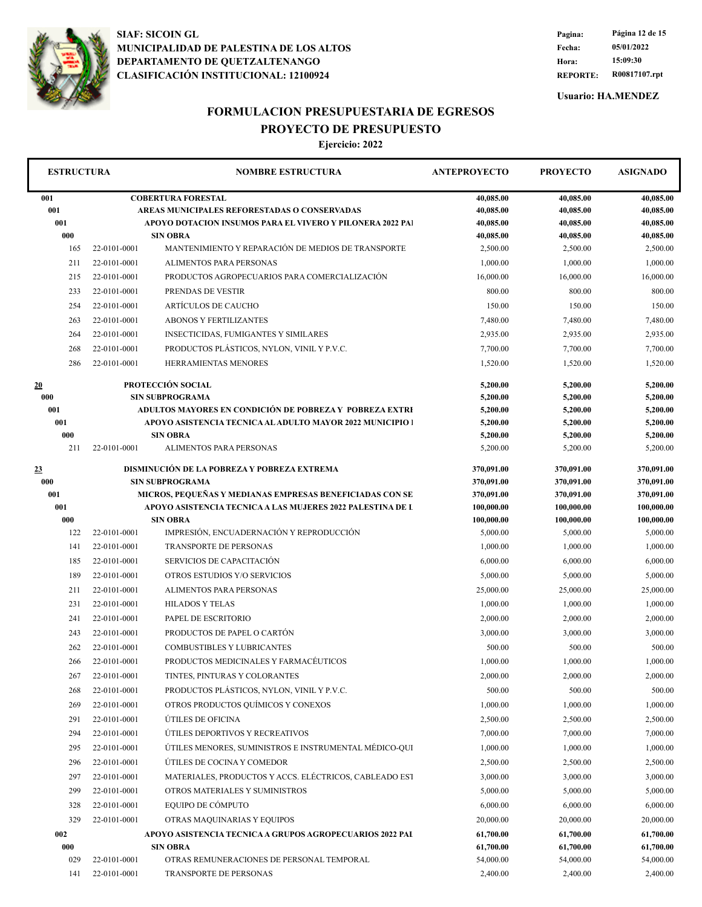**SIAF: SICOIN GL**
**MUNICIPALIDAD DE PALESTINA DE LOS ALTOS**
**DEPARTAMENTO DE QUETZALTENANGO**
**CLASIFICACIÓN INSTITUCIONAL: 12100924**

Pagina: Página 12 de 15
Fecha: 05/01/2022
Hora: 15:09:30
REPORTE: R00817107.rpt

Usuario: HA.MENDEZ

# FORMULACION PRESUPUESTARIA DE EGRESOS
## PROYECTO DE PRESUPUESTO
### Ejercicio: 2022

| ESTRUCTURA | | NOMBRE ESTRUCTURA | ANTEPROYECTO | PROYECTO | ASIGNADO |
|---|---|---|---|---|---|
| **001** | | **COBERTURA FORESTAL** | **40,085.00** | **40,085.00** | **40,085.00** |
| **001** | | **AREAS MUNICIPALES REFORESTADAS O CONSERVADAS** | **40,085.00** | **40,085.00** | **40,085.00** |
| **001** | | **APOYO DOTACION INSUMOS PARA EL VIVERO Y PILONERA 2022 PAI** | **40,085.00** | **40,085.00** | **40,085.00** |
| **000** | | **SIN OBRA** | **40,085.00** | **40,085.00** | **40,085.00** |
| 165 | 22-0101-0001 | MANTENIMIENTO Y REPARACIÓN DE MEDIOS DE TRANSPORTE | 2,500.00 | 2,500.00 | 2,500.00 |
| 211 | 22-0101-0001 | ALIMENTOS PARA PERSONAS | 1,000.00 | 1,000.00 | 1,000.00 |
| 215 | 22-0101-0001 | PRODUCTOS AGROPECUARIOS PARA COMERCIALIZACIÓN | 16,000.00 | 16,000.00 | 16,000.00 |
| 233 | 22-0101-0001 | PRENDAS DE VESTIR | 800.00 | 800.00 | 800.00 |
| 254 | 22-0101-0001 | ARTÍCULOS DE CAUCHO | 150.00 | 150.00 | 150.00 |
| 263 | 22-0101-0001 | ABONOS Y FERTILIZANTES | 7,480.00 | 7,480.00 | 7,480.00 |
| 264 | 22-0101-0001 | INSECTICIDAS, FUMIGANTES Y SIMILARES | 2,935.00 | 2,935.00 | 2,935.00 |
| 268 | 22-0101-0001 | PRODUCTOS PLÁSTICOS, NYLON, VINIL Y P.V.C. | 7,700.00 | 7,700.00 | 7,700.00 |
| 286 | 22-0101-0001 | HERRAMIENTAS MENORES | 1,520.00 | 1,520.00 | 1,520.00 |
| **20** | | **PROTECCIÓN SOCIAL** | **5,200.00** | **5,200.00** | **5,200.00** |
| **000** | | **SIN SUBPROGRAMA** | **5,200.00** | **5,200.00** | **5,200.00** |
| **001** | | **ADULTOS MAYORES EN CONDICIÓN DE POBREZA Y POBREZA EXTRI** | **5,200.00** | **5,200.00** | **5,200.00** |
| **001** | | **APOYO ASISTENCIA TECNICA AL ADULTO MAYOR 2022 MUNICIPIO I** | **5,200.00** | **5,200.00** | **5,200.00** |
| **000** | | **SIN OBRA** | **5,200.00** | **5,200.00** | **5,200.00** |
| 211 | 22-0101-0001 | ALIMENTOS PARA PERSONAS | 5,200.00 | 5,200.00 | 5,200.00 |
| **23** | | **DISMINUCIÓN DE LA POBREZA Y POBREZA EXTREMA** | **370,091.00** | **370,091.00** | **370,091.00** |
| **000** | | **SIN SUBPROGRAMA** | **370,091.00** | **370,091.00** | **370,091.00** |
| **001** | | **MICROS, PEQUEÑAS Y MEDIANAS EMPRESAS BENEFICIADAS CON SE** | **370,091.00** | **370,091.00** | **370,091.00** |
| **001** | | **APOYO ASISTENCIA TECNICA A LAS MUJERES 2022 PALESTINA DE L** | **100,000.00** | **100,000.00** | **100,000.00** |
| **000** | | **SIN OBRA** | **100,000.00** | **100,000.00** | **100,000.00** |
| 122 | 22-0101-0001 | IMPRESIÓN, ENCUADERNACIÓN Y REPRODUCCIÓN | 5,000.00 | 5,000.00 | 5,000.00 |
| 141 | 22-0101-0001 | TRANSPORTE DE PERSONAS | 1,000.00 | 1,000.00 | 1,000.00 |
| 185 | 22-0101-0001 | SERVICIOS DE CAPACITACIÓN | 6,000.00 | 6,000.00 | 6,000.00 |
| 189 | 22-0101-0001 | OTROS ESTUDIOS Y/O SERVICIOS | 5,000.00 | 5,000.00 | 5,000.00 |
| 211 | 22-0101-0001 | ALIMENTOS PARA PERSONAS | 25,000.00 | 25,000.00 | 25,000.00 |
| 231 | 22-0101-0001 | HILADOS Y TELAS | 1,000.00 | 1,000.00 | 1,000.00 |
| 241 | 22-0101-0001 | PAPEL DE ESCRITORIO | 2,000.00 | 2,000.00 | 2,000.00 |
| 243 | 22-0101-0001 | PRODUCTOS DE PAPEL O CARTÓN | 3,000.00 | 3,000.00 | 3,000.00 |
| 262 | 22-0101-0001 | COMBUSTIBLES Y LUBRICANTES | 500.00 | 500.00 | 500.00 |
| 266 | 22-0101-0001 | PRODUCTOS MEDICINALES Y FARMACÉUTICOS | 1,000.00 | 1,000.00 | 1,000.00 |
| 267 | 22-0101-0001 | TINTES, PINTURAS Y COLORANTES | 2,000.00 | 2,000.00 | 2,000.00 |
| 268 | 22-0101-0001 | PRODUCTOS PLÁSTICOS, NYLON, VINIL Y P.V.C. | 500.00 | 500.00 | 500.00 |
| 269 | 22-0101-0001 | OTROS PRODUCTOS QUÍMICOS Y CONEXOS | 1,000.00 | 1,000.00 | 1,000.00 |
| 291 | 22-0101-0001 | ÚTILES DE OFICINA | 2,500.00 | 2,500.00 | 2,500.00 |
| 294 | 22-0101-0001 | ÚTILES DEPORTIVOS Y RECREATIVOS | 7,000.00 | 7,000.00 | 7,000.00 |
| 295 | 22-0101-0001 | ÚTILES MENORES, SUMINISTROS E INSTRUMENTAL MÉDICO-QUI | 1,000.00 | 1,000.00 | 1,000.00 |
| 296 | 22-0101-0001 | ÚTILES DE COCINA Y COMEDOR | 2,500.00 | 2,500.00 | 2,500.00 |
| 297 | 22-0101-0001 | MATERIALES, PRODUCTOS Y ACCS. ELÉCTRICOS, CABLEADO EST | 3,000.00 | 3,000.00 | 3,000.00 |
| 299 | 22-0101-0001 | OTROS MATERIALES Y SUMINISTROS | 5,000.00 | 5,000.00 | 5,000.00 |
| 328 | 22-0101-0001 | EQUIPO DE CÓMPUTO | 6,000.00 | 6,000.00 | 6,000.00 |
| 329 | 22-0101-0001 | OTRAS MAQUINARIAS Y EQUIPOS | 20,000.00 | 20,000.00 | 20,000.00 |
| **002** | | **APOYO ASISTENCIA TECNICA A GRUPOS AGROPECUARIOS 2022 PAL** | **61,700.00** | **61,700.00** | **61,700.00** |
| **000** | | **SIN OBRA** | **61,700.00** | **61,700.00** | **61,700.00** |
| 029 | 22-0101-0001 | OTRAS REMUNERACIONES DE PERSONAL TEMPORAL | 54,000.00 | 54,000.00 | 54,000.00 |
| 141 | 22-0101-0001 | TRANSPORTE DE PERSONAS | 2,400.00 | 2,400.00 | 2,400.00 |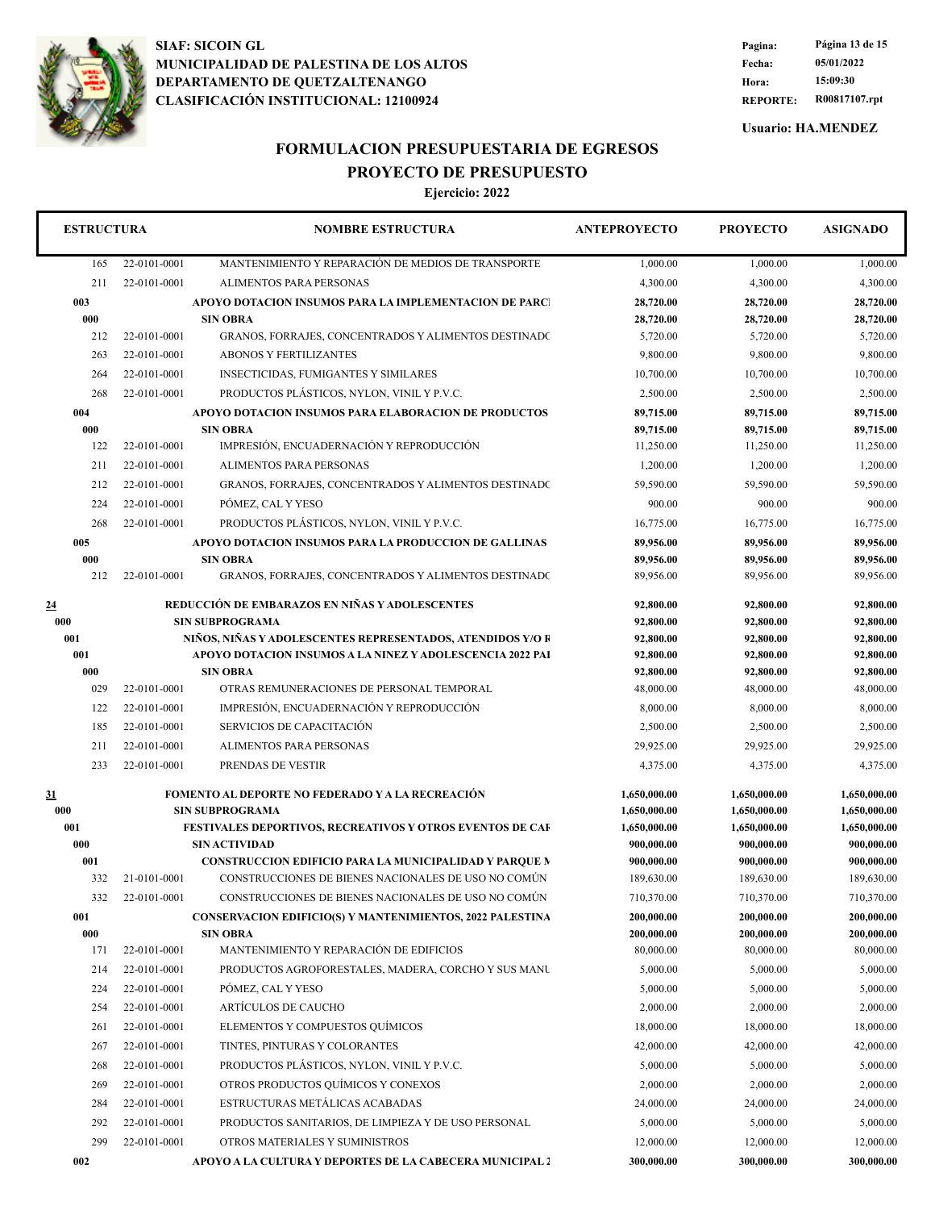SIAF: SICOIN GL
MUNICIPALIDAD DE PALESTINA DE LOS ALTOS
DEPARTAMENTO DE QUETZALTENANGO
CLASIFICACIÓN INSTITUCIONAL: 12100924

Fecha: 05/01/2022
Hora: 15:09:30
REPORTE: R00817107.rpt
Usuario: HA.MENDEZ

# FORMULACION PRESUPUESTARIA DE EGRESOS
## PROYECTO DE PRESUPUESTO
### Ejercicio: 2022

| ESTRUCTURA | | NOMBRE ESTRUCTURA | ANTEPROYECTO | PROYECTO | ASIGNADO |
|---|---|---|---|---|---|
| 165 | 22-0101-0001 | MANTENIMIENTO Y REPARACIÓN DE MEDIOS DE TRANSPORTE | 1,000.00 | 1,000.00 | 1,000.00 |
| 211 | 22-0101-0001 | ALIMENTOS PARA PERSONAS | 4,300.00 | 4,300.00 | 4,300.00 |
| **003** | | **APOYO DOTACION INSUMOS PARA LA IMPLEMENTACION DE PARCI** | **28,720.00** | **28,720.00** | **28,720.00** |
| **000** | | **SIN OBRA** | **28,720.00** | **28,720.00** | **28,720.00** |
| 212 | 22-0101-0001 | GRANOS, FORRAJES, CONCENTRADOS Y ALIMENTOS DESTINADO | 5,720.00 | 5,720.00 | 5,720.00 |
| 263 | 22-0101-0001 | ABONOS Y FERTILIZANTES | 9,800.00 | 9,800.00 | 9,800.00 |
| 264 | 22-0101-0001 | INSECTICIDAS, FUMIGANTES Y SIMILARES | 10,700.00 | 10,700.00 | 10,700.00 |
| 268 | 22-0101-0001 | PRODUCTOS PLÁSTICOS, NYLON, VINIL Y P.V.C. | 2,500.00 | 2,500.00 | 2,500.00 |
| **004** | | **APOYO DOTACION INSUMOS PARA ELABORACION DE PRODUCTOS** | **89,715.00** | **89,715.00** | **89,715.00** |
| **000** | | **SIN OBRA** | **89,715.00** | **89,715.00** | **89,715.00** |
| 122 | 22-0101-0001 | IMPRESIÓN, ENCUADERNACIÓN Y REPRODUCCIÓN | 11,250.00 | 11,250.00 | 11,250.00 |
| 211 | 22-0101-0001 | ALIMENTOS PARA PERSONAS | 1,200.00 | 1,200.00 | 1,200.00 |
| 212 | 22-0101-0001 | GRANOS, FORRAJES, CONCENTRADOS Y ALIMENTOS DESTINADO | 59,590.00 | 59,590.00 | 59,590.00 |
| 224 | 22-0101-0001 | PÓMEZ, CAL Y YESO | 900.00 | 900.00 | 900.00 |
| 268 | 22-0101-0001 | PRODUCTOS PLÁSTICOS, NYLON, VINIL Y P.V.C. | 16,775.00 | 16,775.00 | 16,775.00 |
| **005** | | **APOYO DOTACION INSUMOS PARA LA PRODUCCION DE GALLINAS** | **89,956.00** | **89,956.00** | **89,956.00** |
| **000** | | **SIN OBRA** | **89,956.00** | **89,956.00** | **89,956.00** |
| 212 | 22-0101-0001 | GRANOS, FORRAJES, CONCENTRADOS Y ALIMENTOS DESTINADO | 89,956.00 | 89,956.00 | 89,956.00 |
| **24** | | **REDUCCIÓN DE EMBARAZOS EN NIÑAS Y ADOLESCENTES** | **92,800.00** | **92,800.00** | **92,800.00** |
| **000** | | **SIN SUBPROGRAMA** | **92,800.00** | **92,800.00** | **92,800.00** |
| **001** | | **NIÑOS, NIÑAS Y ADOLESCENTES REPRESENTADOS, ATENDIDOS Y/O R** | **92,800.00** | **92,800.00** | **92,800.00** |
| **001** | | **APOYO DOTACION INSUMOS A LA NINEZ Y ADOLESCENCIA 2022 PAI** | **92,800.00** | **92,800.00** | **92,800.00** |
| **000** | | **SIN OBRA** | **92,800.00** | **92,800.00** | **92,800.00** |
| 029 | 22-0101-0001 | OTRAS REMUNERACIONES DE PERSONAL TEMPORAL | 48,000.00 | 48,000.00 | 48,000.00 |
| 122 | 22-0101-0001 | IMPRESIÓN, ENCUADERNACIÓN Y REPRODUCCIÓN | 8,000.00 | 8,000.00 | 8,000.00 |
| 185 | 22-0101-0001 | SERVICIOS DE CAPACITACIÓN | 2,500.00 | 2,500.00 | 2,500.00 |
| 211 | 22-0101-0001 | ALIMENTOS PARA PERSONAS | 29,925.00 | 29,925.00 | 29,925.00 |
| 233 | 22-0101-0001 | PRENDAS DE VESTIR | 4,375.00 | 4,375.00 | 4,375.00 |
| **31** | | **FOMENTO AL DEPORTE NO FEDERADO Y A LA RECREACIÓN** | **1,650,000.00** | **1,650,000.00** | **1,650,000.00** |
| **000** | | **SIN SUBPROGRAMA** | **1,650,000.00** | **1,650,000.00** | **1,650,000.00** |
| **001** | | **FESTIVALES DEPORTIVOS, RECREATIVOS Y OTROS EVENTOS DE CAF** | **1,650,000.00** | **1,650,000.00** | **1,650,000.00** |
| **000** | | **SIN ACTIVIDAD** | **900,000.00** | **900,000.00** | **900,000.00** |
| **001** | | **CONSTRUCCION EDIFICIO PARA LA MUNICIPALIDAD Y PARQUE M** | **900,000.00** | **900,000.00** | **900,000.00** |
| 332 | 21-0101-0001 | CONSTRUCCIONES DE BIENES NACIONALES DE USO NO COMÚN | 189,630.00 | 189,630.00 | 189,630.00 |
| 332 | 22-0101-0001 | CONSTRUCCIONES DE BIENES NACIONALES DE USO NO COMÚN | 710,370.00 | 710,370.00 | 710,370.00 |
| **001** | | **CONSERVACION EDIFICIO(S) Y MANTENIMIENTOS, 2022 PALESTINA** | **200,000.00** | **200,000.00** | **200,000.00** |
| **000** | | **SIN OBRA** | **200,000.00** | **200,000.00** | **200,000.00** |
| 171 | 22-0101-0001 | MANTENIMIENTO Y REPARACIÓN DE EDIFICIOS | 80,000.00 | 80,000.00 | 80,000.00 |
| 214 | 22-0101-0001 | PRODUCTOS AGROFORESTALES, MADERA, CORCHO Y SUS MANU | 5,000.00 | 5,000.00 | 5,000.00 |
| 224 | 22-0101-0001 | PÓMEZ, CAL Y YESO | 5,000.00 | 5,000.00 | 5,000.00 |
| 254 | 22-0101-0001 | ARTÍCULOS DE CAUCHO | 2,000.00 | 2,000.00 | 2,000.00 |
| 261 | 22-0101-0001 | ELEMENTOS Y COMPUESTOS QUÍMICOS | 18,000.00 | 18,000.00 | 18,000.00 |
| 267 | 22-0101-0001 | TINTES, PINTURAS Y COLORANTES | 42,000.00 | 42,000.00 | 42,000.00 |
| 268 | 22-0101-0001 | PRODUCTOS PLÁSTICOS, NYLON, VINIL Y P.V.C. | 5,000.00 | 5,000.00 | 5,000.00 |
| 269 | 22-0101-0001 | OTROS PRODUCTOS QUÍMICOS Y CONEXOS | 2,000.00 | 2,000.00 | 2,000.00 |
| 284 | 22-0101-0001 | ESTRUCTURAS METÁLICAS ACABADAS | 24,000.00 | 24,000.00 | 24,000.00 |
| 292 | 22-0101-0001 | PRODUCTOS SANITARIOS, DE LIMPIEZA Y DE USO PERSONAL | 5,000.00 | 5,000.00 | 5,000.00 |
| 299 | 22-0101-0001 | OTROS MATERIALES Y SUMINISTROS | 12,000.00 | 12,000.00 | 12,000.00 |
| **002** | | **APOYO A LA CULTURA Y DEPORTES DE LA CABECERA MUNICIPAL 2** | **300,000.00** | **300,000.00** | **300,000.00** |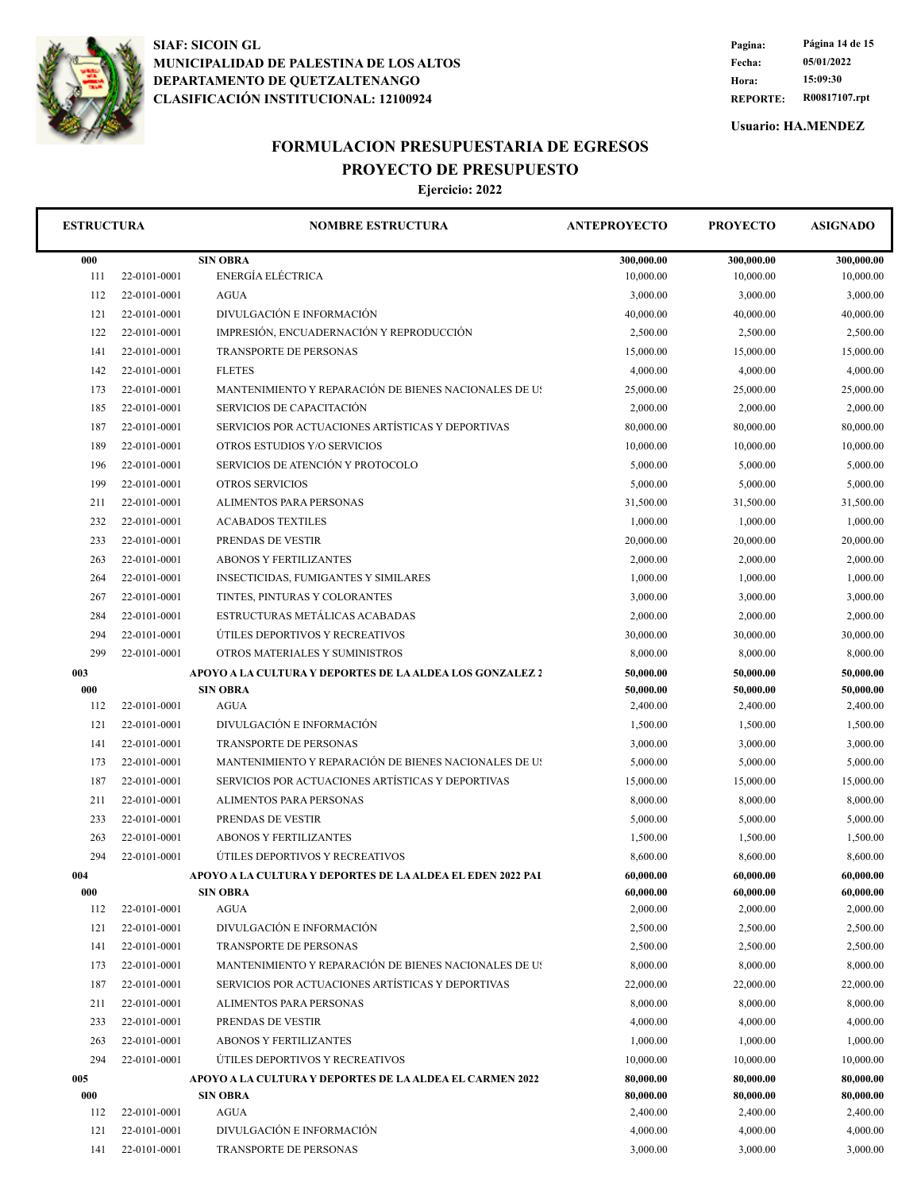**SIAF: SICOIN GL**
**MUNICIPALIDAD DE PALESTINA DE LOS ALTOS**
**DEPARTAMENTO DE QUETZALTENANGO**
**CLASIFICACIÓN INSTITUCIONAL: 12100924**

| | |
|---|---|
| **Pagina:** | **Página 14 de 15** |
| **Fecha:** | **05/01/2022** |
| **Hora:** | **15:09:30** |
| **REPORTE:** | **R00817107.rpt** |

**Usuario: HA.MENDEZ**

## FORMULACION PRESUPUESTARIA DE EGRESOS
## PROYECTO DE PRESUPUESTO
### Ejercicio: 2022

| ESTRUCTURA | | NOMBRE ESTRUCTURA | ANTEPROYECTO | PROYECTO | ASIGNADO |
|---|---|---|---|---|---|
| **000** | | **SIN OBRA** | **300,000.00** | **300,000.00** | **300,000.00** |
| 111 | 22-0101-0001 | ENERGÍA ELÉCTRICA | 10,000.00 | 10,000.00 | 10,000.00 |
| 112 | 22-0101-0001 | AGUA | 3,000.00 | 3,000.00 | 3,000.00 |
| 121 | 22-0101-0001 | DIVULGACIÓN E INFORMACIÓN | 40,000.00 | 40,000.00 | 40,000.00 |
| 122 | 22-0101-0001 | IMPRESIÓN, ENCUADERNACIÓN Y REPRODUCCIÓN | 2,500.00 | 2,500.00 | 2,500.00 |
| 141 | 22-0101-0001 | TRANSPORTE DE PERSONAS | 15,000.00 | 15,000.00 | 15,000.00 |
| 142 | 22-0101-0001 | FLETES | 4,000.00 | 4,000.00 | 4,000.00 |
| 173 | 22-0101-0001 | MANTENIMIENTO Y REPARACIÓN DE BIENES NACIONALES DE US | 25,000.00 | 25,000.00 | 25,000.00 |
| 185 | 22-0101-0001 | SERVICIOS DE CAPACITACIÓN | 2,000.00 | 2,000.00 | 2,000.00 |
| 187 | 22-0101-0001 | SERVICIOS POR ACTUACIONES ARTÍSTICAS Y DEPORTIVAS | 80,000.00 | 80,000.00 | 80,000.00 |
| 189 | 22-0101-0001 | OTROS ESTUDIOS Y/O SERVICIOS | 10,000.00 | 10,000.00 | 10,000.00 |
| 196 | 22-0101-0001 | SERVICIOS DE ATENCIÓN Y PROTOCOLO | 5,000.00 | 5,000.00 | 5,000.00 |
| 199 | 22-0101-0001 | OTROS SERVICIOS | 5,000.00 | 5,000.00 | 5,000.00 |
| 211 | 22-0101-0001 | ALIMENTOS PARA PERSONAS | 31,500.00 | 31,500.00 | 31,500.00 |
| 232 | 22-0101-0001 | ACABADOS TEXTILES | 1,000.00 | 1,000.00 | 1,000.00 |
| 233 | 22-0101-0001 | PRENDAS DE VESTIR | 20,000.00 | 20,000.00 | 20,000.00 |
| 263 | 22-0101-0001 | ABONOS Y FERTILIZANTES | 2,000.00 | 2,000.00 | 2,000.00 |
| 264 | 22-0101-0001 | INSECTICIDAS, FUMIGANTES Y SIMILARES | 1,000.00 | 1,000.00 | 1,000.00 |
| 267 | 22-0101-0001 | TINTES, PINTURAS Y COLORANTES | 3,000.00 | 3,000.00 | 3,000.00 |
| 284 | 22-0101-0001 | ESTRUCTURAS METÁLICAS ACABADAS | 2,000.00 | 2,000.00 | 2,000.00 |
| 294 | 22-0101-0001 | ÚTILES DEPORTIVOS Y RECREATIVOS | 30,000.00 | 30,000.00 | 30,000.00 |
| 299 | 22-0101-0001 | OTROS MATERIALES Y SUMINISTROS | 8,000.00 | 8,000.00 | 8,000.00 |
| **003** | | **APOYO A LA CULTURA Y DEPORTES DE LA ALDEA LOS GONZALEZ 2** | **50,000.00** | **50,000.00** | **50,000.00** |
| **000** | | **SIN OBRA** | **50,000.00** | **50,000.00** | **50,000.00** |
| 112 | 22-0101-0001 | AGUA | 2,400.00 | 2,400.00 | 2,400.00 |
| 121 | 22-0101-0001 | DIVULGACIÓN E INFORMACIÓN | 1,500.00 | 1,500.00 | 1,500.00 |
| 141 | 22-0101-0001 | TRANSPORTE DE PERSONAS | 3,000.00 | 3,000.00 | 3,000.00 |
| 173 | 22-0101-0001 | MANTENIMIENTO Y REPARACIÓN DE BIENES NACIONALES DE US | 5,000.00 | 5,000.00 | 5,000.00 |
| 187 | 22-0101-0001 | SERVICIOS POR ACTUACIONES ARTÍSTICAS Y DEPORTIVAS | 15,000.00 | 15,000.00 | 15,000.00 |
| 211 | 22-0101-0001 | ALIMENTOS PARA PERSONAS | 8,000.00 | 8,000.00 | 8,000.00 |
| 233 | 22-0101-0001 | PRENDAS DE VESTIR | 5,000.00 | 5,000.00 | 5,000.00 |
| 263 | 22-0101-0001 | ABONOS Y FERTILIZANTES | 1,500.00 | 1,500.00 | 1,500.00 |
| 294 | 22-0101-0001 | ÚTILES DEPORTIVOS Y RECREATIVOS | 8,600.00 | 8,600.00 | 8,600.00 |
| **004** | | **APOYO A LA CULTURA Y DEPORTES DE LA ALDEA EL EDEN 2022 PAL** | **60,000.00** | **60,000.00** | **60,000.00** |
| **000** | | **SIN OBRA** | **60,000.00** | **60,000.00** | **60,000.00** |
| 112 | 22-0101-0001 | AGUA | 2,000.00 | 2,000.00 | 2,000.00 |
| 121 | 22-0101-0001 | DIVULGACIÓN E INFORMACIÓN | 2,500.00 | 2,500.00 | 2,500.00 |
| 141 | 22-0101-0001 | TRANSPORTE DE PERSONAS | 2,500.00 | 2,500.00 | 2,500.00 |
| 173 | 22-0101-0001 | MANTENIMIENTO Y REPARACIÓN DE BIENES NACIONALES DE US | 8,000.00 | 8,000.00 | 8,000.00 |
| 187 | 22-0101-0001 | SERVICIOS POR ACTUACIONES ARTÍSTICAS Y DEPORTIVAS | 22,000.00 | 22,000.00 | 22,000.00 |
| 211 | 22-0101-0001 | ALIMENTOS PARA PERSONAS | 8,000.00 | 8,000.00 | 8,000.00 |
| 233 | 22-0101-0001 | PRENDAS DE VESTIR | 4,000.00 | 4,000.00 | 4,000.00 |
| 263 | 22-0101-0001 | ABONOS Y FERTILIZANTES | 1,000.00 | 1,000.00 | 1,000.00 |
| 294 | 22-0101-0001 | ÚTILES DEPORTIVOS Y RECREATIVOS | 10,000.00 | 10,000.00 | 10,000.00 |
| **005** | | **APOYO A LA CULTURA Y DEPORTES DE LA ALDEA EL CARMEN 2022** | **80,000.00** | **80,000.00** | **80,000.00** |
| **000** | | **SIN OBRA** | **80,000.00** | **80,000.00** | **80,000.00** |
| 112 | 22-0101-0001 | AGUA | 2,400.00 | 2,400.00 | 2,400.00 |
| 121 | 22-0101-0001 | DIVULGACIÓN E INFORMACIÓN | 4,000.00 | 4,000.00 | 4,000.00 |
| 141 | 22-0101-0001 | TRANSPORTE DE PERSONAS | 3,000.00 | 3,000.00 | 3,000.00 |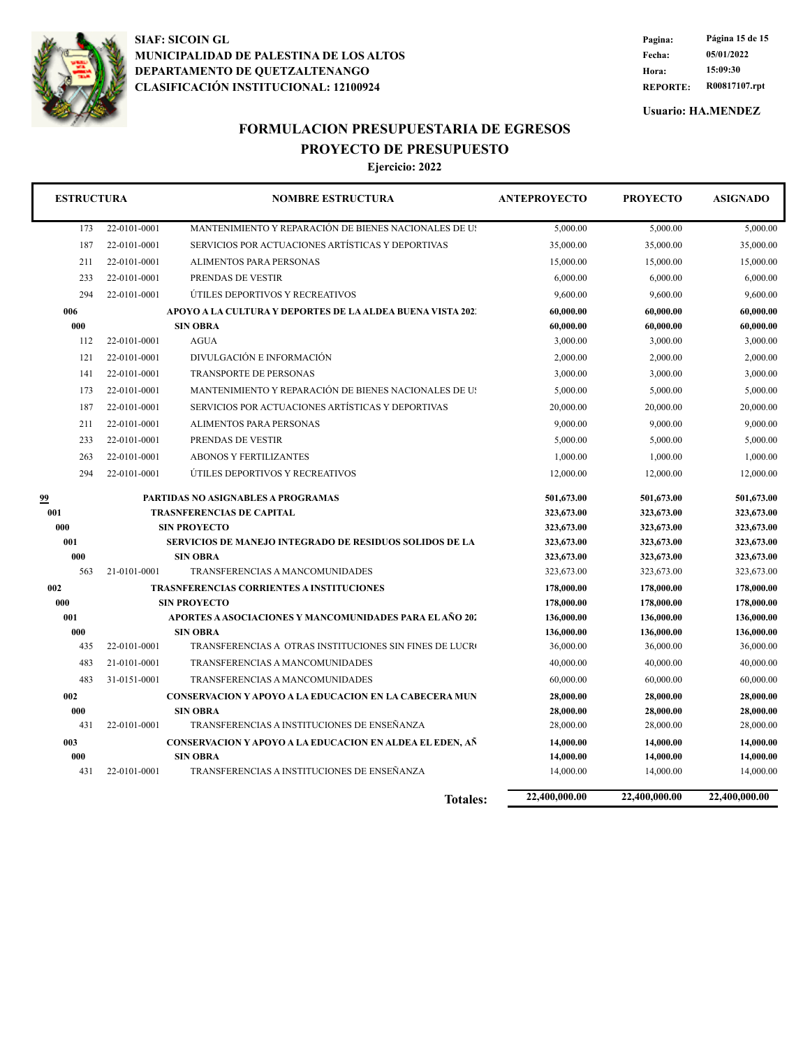**SIAF: SICOIN GL**
**MUNICIPALIDAD DE PALESTINA DE LOS ALTOS**
**DEPARTAMENTO DE QUETZALTENANGO**
**CLASIFICACIÓN INSTITUCIONAL: 12100924**

**Fecha:** 05/01/2022
**Hora:** 15:09:30
**REPORTE:** R00817107.rpt

**Usuario: HA.MENDEZ**

# FORMULACION PRESUPUESTARIA DE EGRESOS
## PROYECTO DE PRESUPUESTO
### Ejercicio: 2022

| ESTRUCTURA | | NOMBRE ESTRUCTURA | ANTEPROYECTO | PROYECTO | ASIGNADO |
|---|---|---|---|---|---|
| 173 | 22-0101-0001 | MANTENIMIENTO Y REPARACIÓN DE BIENES NACIONALES DE U: | 5,000.00 | 5,000.00 | 5,000.00 |
| 187 | 22-0101-0001 | SERVICIOS POR ACTUACIONES ARTÍSTICAS Y DEPORTIVAS | 35,000.00 | 35,000.00 | 35,000.00 |
| 211 | 22-0101-0001 | ALIMENTOS PARA PERSONAS | 15,000.00 | 15,000.00 | 15,000.00 |
| 233 | 22-0101-0001 | PRENDAS DE VESTIR | 6,000.00 | 6,000.00 | 6,000.00 |
| 294 | 22-0101-0001 | ÚTILES DEPORTIVOS Y RECREATIVOS | 9,600.00 | 9,600.00 | 9,600.00 |
| **006** | | **APOYO A LA CULTURA Y DEPORTES DE LA ALDEA BUENA VISTA 202** | **60,000.00** | **60,000.00** | **60,000.00** |
| **000** | | **SIN OBRA** | **60,000.00** | **60,000.00** | **60,000.00** |
| 112 | 22-0101-0001 | AGUA | 3,000.00 | 3,000.00 | 3,000.00 |
| 121 | 22-0101-0001 | DIVULGACIÓN E INFORMACIÓN | 2,000.00 | 2,000.00 | 2,000.00 |
| 141 | 22-0101-0001 | TRANSPORTE DE PERSONAS | 3,000.00 | 3,000.00 | 3,000.00 |
| 173 | 22-0101-0001 | MANTENIMIENTO Y REPARACIÓN DE BIENES NACIONALES DE U: | 5,000.00 | 5,000.00 | 5,000.00 |
| 187 | 22-0101-0001 | SERVICIOS POR ACTUACIONES ARTÍSTICAS Y DEPORTIVAS | 20,000.00 | 20,000.00 | 20,000.00 |
| 211 | 22-0101-0001 | ALIMENTOS PARA PERSONAS | 9,000.00 | 9,000.00 | 9,000.00 |
| 233 | 22-0101-0001 | PRENDAS DE VESTIR | 5,000.00 | 5,000.00 | 5,000.00 |
| 263 | 22-0101-0001 | ABONOS Y FERTILIZANTES | 1,000.00 | 1,000.00 | 1,000.00 |
| 294 | 22-0101-0001 | ÚTILES DEPORTIVOS Y RECREATIVOS | 12,000.00 | 12,000.00 | 12,000.00 |
| **99** | | **PARTIDAS NO ASIGNABLES A PROGRAMAS** | **501,673.00** | **501,673.00** | **501,673.00** |
| **001** | | **TRASNFERENCIAS DE CAPITAL** | **323,673.00** | **323,673.00** | **323,673.00** |
| **000** | | **SIN PROYECTO** | **323,673.00** | **323,673.00** | **323,673.00** |
| **001** | | **SERVICIOS DE MANEJO INTEGRADO DE RESIDUOS SOLIDOS DE LA** | **323,673.00** | **323,673.00** | **323,673.00** |
| **000** | | **SIN OBRA** | **323,673.00** | **323,673.00** | **323,673.00** |
| 563 | 21-0101-0001 | TRANSFERENCIAS A MANCOMUNIDADES | 323,673.00 | 323,673.00 | 323,673.00 |
| **002** | | **TRASNFERENCIAS CORRIENTES A INSTITUCIONES** | **178,000.00** | **178,000.00** | **178,000.00** |
| **000** | | **SIN PROYECTO** | **178,000.00** | **178,000.00** | **178,000.00** |
| **001** | | **APORTES A ASOCIACIONES Y MANCOMUNIDADES PARA EL AÑO 202** | **136,000.00** | **136,000.00** | **136,000.00** |
| **000** | | **SIN OBRA** | **136,000.00** | **136,000.00** | **136,000.00** |
| 435 | 22-0101-0001 | TRANSFERENCIAS A OTRAS INSTITUCIONES SIN FINES DE LUCR | 36,000.00 | 36,000.00 | 36,000.00 |
| 483 | 21-0101-0001 | TRANSFERENCIAS A MANCOMUNIDADES | 40,000.00 | 40,000.00 | 40,000.00 |
| 483 | 31-0151-0001 | TRANSFERENCIAS A MANCOMUNIDADES | 60,000.00 | 60,000.00 | 60,000.00 |
| **002** | | **CONSERVACION Y APOYO A LA EDUCACION EN LA CABECERA MUN** | **28,000.00** | **28,000.00** | **28,000.00** |
| **000** | | **SIN OBRA** | **28,000.00** | **28,000.00** | **28,000.00** |
| 431 | 22-0101-0001 | TRANSFERENCIAS A INSTITUCIONES DE ENSEÑANZA | 28,000.00 | 28,000.00 | 28,000.00 |
| **003** | | **CONSERVACION Y APOYO A LA EDUCACION EN ALDEA EL EDEN, AÑ** | **14,000.00** | **14,000.00** | **14,000.00** |
| **000** | | **SIN OBRA** | **14,000.00** | **14,000.00** | **14,000.00** |
| 431 | 22-0101-0001 | TRANSFERENCIAS A INSTITUCIONES DE ENSEÑANZA | 14,000.00 | 14,000.00 | 14,000.00 |
| | | **Totales:** | **22,400,000.00** | **22,400,000.00** | **22,400,000.00** |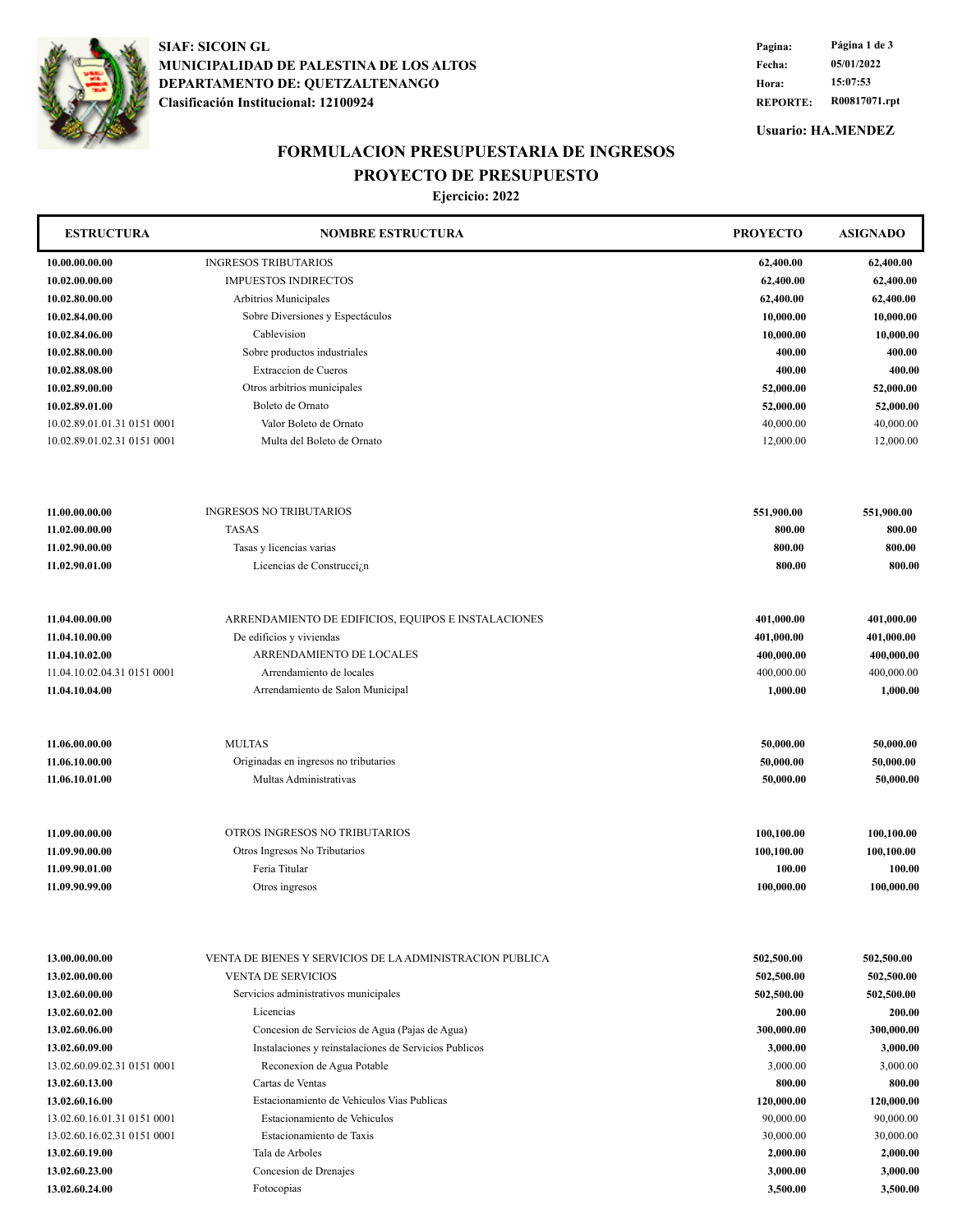**SIAF: SICOIN GL**
**MUNICIPALIDAD DE PALESTINA DE LOS ALTOS**
**DEPARTAMENTO DE: QUETZALTENANGO**
**Clasificación Institucional: 12100924**

| | |
|---|---|
| **Fecha:** | 05/01/2022 |
| **Hora:** | 15:07:53 |
| **REPORTE:** | R00817071.rpt |

**Usuario: HA.MENDEZ**

## FORMULACION PRESUPUESTARIA DE INGRESOS
## PROYECTO DE PRESUPUESTO
### Ejercicio: 2022

| ESTRUCTURA | NOMBRE ESTRUCTURA | PROYECTO | ASIGNADO |
|---|---|---|---|
| **10.00.00.00.00** | INGRESOS TRIBUTARIOS | **62,400.00** | **62,400.00** |
| **10.02.00.00.00** | IMPUESTOS INDIRECTOS | **62,400.00** | **62,400.00** |
| **10.02.80.00.00** | Arbitrios Municipales | **62,400.00** | **62,400.00** |
| **10.02.84.00.00** | Sobre Diversiones y Espectáculos | **10,000.00** | **10,000.00** |
| **10.02.84.06.00** | Cablevision | **10,000.00** | **10,000.00** |
| **10.02.88.00.00** | Sobre productos industriales | **400.00** | **400.00** |
| **10.02.88.08.00** | Extraccion de Cueros | **400.00** | **400.00** |
| **10.02.89.00.00** | Otros arbitrios municipales | **52,000.00** | **52,000.00** |
| **10.02.89.01.00** | Boleto de Ornato | **52,000.00** | **52,000.00** |
| 10.02.89.01.01.31 0151 0001 | Valor Boleto de Ornato | 40,000.00 | 40,000.00 |
| 10.02.89.01.02.31 0151 0001 | Multa del Boleto de Ornato | 12,000.00 | 12,000.00 |
| **11.00.00.00.00** | INGRESOS NO TRIBUTARIOS | **551,900.00** | **551,900.00** |
| **11.02.00.00.00** | TASAS | **800.00** | **800.00** |
| **11.02.90.00.00** | Tasas y licencias varias | **800.00** | **800.00** |
| **11.02.90.01.00** | Licencias de Construcci¿n | **800.00** | **800.00** |
| **11.04.00.00.00** | ARRENDAMIENTO DE EDIFICIOS, EQUIPOS E INSTALACIONES | **401,000.00** | **401,000.00** |
| **11.04.10.00.00** | De edificios y viviendas | **401,000.00** | **401,000.00** |
| **11.04.10.02.00** | ARRENDAMIENTO DE LOCALES | **400,000.00** | **400,000.00** |
| 11.04.10.02.04.31 0151 0001 | Arrendamiento de locales | 400,000.00 | 400,000.00 |
| **11.04.10.04.00** | Arrendamiento de Salon Municipal | **1,000.00** | **1,000.00** |
| **11.06.00.00.00** | MULTAS | **50,000.00** | **50,000.00** |
| **11.06.10.00.00** | Originadas en ingresos no tributarios | **50,000.00** | **50,000.00** |
| **11.06.10.01.00** | Multas Administrativas | **50,000.00** | **50,000.00** |
| **11.09.00.00.00** | OTROS INGRESOS NO TRIBUTARIOS | **100,100.00** | **100,100.00** |
| **11.09.90.00.00** | Otros Ingresos No Tributarios | **100,100.00** | **100,100.00** |
| **11.09.90.01.00** | Feria Titular | **100.00** | **100.00** |
| **11.09.90.99.00** | Otros ingresos | **100,000.00** | **100,000.00** |
| **13.00.00.00.00** | VENTA DE BIENES Y SERVICIOS DE LA ADMINISTRACION PUBLICA | **502,500.00** | **502,500.00** |
| **13.02.00.00.00** | VENTA DE SERVICIOS | **502,500.00** | **502,500.00** |
| **13.02.60.00.00** | Servicios administrativos municipales | **502,500.00** | **502,500.00** |
| **13.02.60.02.00** | Licencias | **200.00** | **200.00** |
| **13.02.60.06.00** | Concesion de Servicios de Agua (Pajas de Agua) | **300,000.00** | **300,000.00** |
| **13.02.60.09.00** | Instalaciones y reinstalaciones de Servicios Publicos | **3,000.00** | **3,000.00** |
| 13.02.60.09.02.31 0151 0001 | Reconexion de Agua Potable | 3,000.00 | 3,000.00 |
| **13.02.60.13.00** | Cartas de Ventas | **800.00** | **800.00** |
| **13.02.60.16.00** | Estacionamiento de Vehiculos Vias Publicas | **120,000.00** | **120,000.00** |
| 13.02.60.16.01.31 0151 0001 | Estacionamiento de Vehiculos | 90,000.00 | 90,000.00 |
| 13.02.60.16.02.31 0151 0001 | Estacionamiento de Taxis | 30,000.00 | 30,000.00 |
| **13.02.60.19.00** | Tala de Arboles | **2,000.00** | **2,000.00** |
| **13.02.60.23.00** | Concesion de Drenajes | **3,000.00** | **3,000.00** |
| **13.02.60.24.00** | Fotocopias | **3,500.00** | **3,500.00** |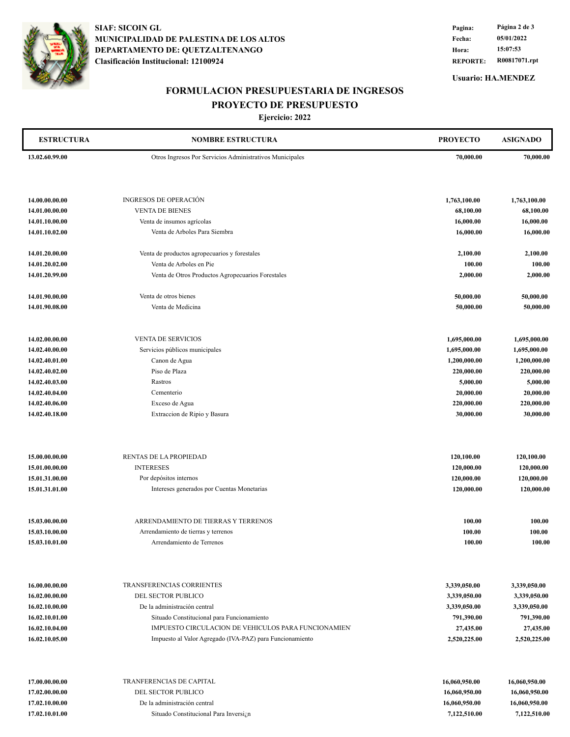**SIAF: SICOIN GL**
**MUNICIPALIDAD DE PALESTINA DE LOS ALTOS**
**DEPARTAMENTO DE: QUETZALTENANGO**
**Clasificación Institucional: 12100924**

| | |
|---|---|
| **Pagina:** | **Página 2 de 3** |
| **Fecha:** | **05/01/2022** |
| **Hora:** | **15:07:53** |
| **REPORTE:** | **R00817071.rpt** |

**Usuario: HA.MENDEZ**

## FORMULACION PRESUPUESTARIA DE INGRESOS
## PROYECTO DE PRESUPUESTO
### Ejercicio: 2022

| ESTRUCTURA | NOMBRE ESTRUCTURA | PROYECTO | ASIGNADO |
|---|---|---|---|
| **13.02.60.99.00** | Otros Ingresos Por Servicios Administrativos Municipales | **70,000.00** | **70,000.00** |
| **14.00.00.00.00** | INGRESOS DE OPERACIÓN | **1,763,100.00** | **1,763,100.00** |
| **14.01.00.00.00** | VENTA DE BIENES | **68,100.00** | **68,100.00** |
| **14.01.10.00.00** | Venta de insumos agrícolas | **16,000.00** | **16,000.00** |
| **14.01.10.02.00** | Venta de Arboles Para Siembra | **16,000.00** | **16,000.00** |
| **14.01.20.00.00** | Venta de productos agropecuarios y forestales | **2,100.00** | **2,100.00** |
| **14.01.20.02.00** | Venta de Arboles en Pie | **100.00** | **100.00** |
| **14.01.20.99.00** | Venta de Otros Productos Agropecuarios Forestales | **2,000.00** | **2,000.00** |
| **14.01.90.00.00** | Venta de otros bienes | **50,000.00** | **50,000.00** |
| **14.01.90.08.00** | Venta de Medicina | **50,000.00** | **50,000.00** |
| **14.02.00.00.00** | VENTA DE SERVICIOS | **1,695,000.00** | **1,695,000.00** |
| **14.02.40.00.00** | Servicios públicos municipales | **1,695,000.00** | **1,695,000.00** |
| **14.02.40.01.00** | Canon de Agua | **1,200,000.00** | **1,200,000.00** |
| **14.02.40.02.00** | Piso de Plaza | **220,000.00** | **220,000.00** |
| **14.02.40.03.00** | Rastros | **5,000.00** | **5,000.00** |
| **14.02.40.04.00** | Cementerio | **20,000.00** | **20,000.00** |
| **14.02.40.06.00** | Exceso de Agua | **220,000.00** | **220,000.00** |
| **14.02.40.18.00** | Extraccion de Ripio y Basura | **30,000.00** | **30,000.00** |
| **15.00.00.00.00** | RENTAS DE LA PROPIEDAD | **120,100.00** | **120,100.00** |
| **15.01.00.00.00** | INTERESES | **120,000.00** | **120,000.00** |
| **15.01.31.00.00** | Por depósitos internos | **120,000.00** | **120,000.00** |
| **15.01.31.01.00** | Intereses generados por Cuentas Monetarias | **120,000.00** | **120,000.00** |
| **15.03.00.00.00** | ARRENDAMIENTO DE TIERRAS Y TERRENOS | **100.00** | **100.00** |
| **15.03.10.00.00** | Arrendamiento de tierras y terrenos | **100.00** | **100.00** |
| **15.03.10.01.00** | Arrendamiento de Terrenos | **100.00** | **100.00** |
| **16.00.00.00.00** | TRANSFERENCIAS CORRIENTES | **3,339,050.00** | **3,339,050.00** |
| **16.02.00.00.00** | DEL SECTOR PUBLICO | **3,339,050.00** | **3,339,050.00** |
| **16.02.10.00.00** | De la administración central | **3,339,050.00** | **3,339,050.00** |
| **16.02.10.01.00** | Situado Constitucional para Funcionamiento | **791,390.00** | **791,390.00** |
| **16.02.10.04.00** | IMPUESTO CIRCULACION DE VEHICULOS PARA FUNCIONAMIEN | **27,435.00** | **27,435.00** |
| **16.02.10.05.00** | Impuesto al Valor Agregado (IVA-PAZ) para Funcionamiento | **2,520,225.00** | **2,520,225.00** |
| **17.00.00.00.00** | TRANFERENCIAS DE CAPITAL | **16,060,950.00** | **16,060,950.00** |
| **17.02.00.00.00** | DEL SECTOR PUBLICO | **16,060,950.00** | **16,060,950.00** |
| **17.02.10.00.00** | De la administración central | **16,060,950.00** | **16,060,950.00** |
| **17.02.10.01.00** | Situado Constitucional Para Inversi¿n | **7,122,510.00** | **7,122,510.00** |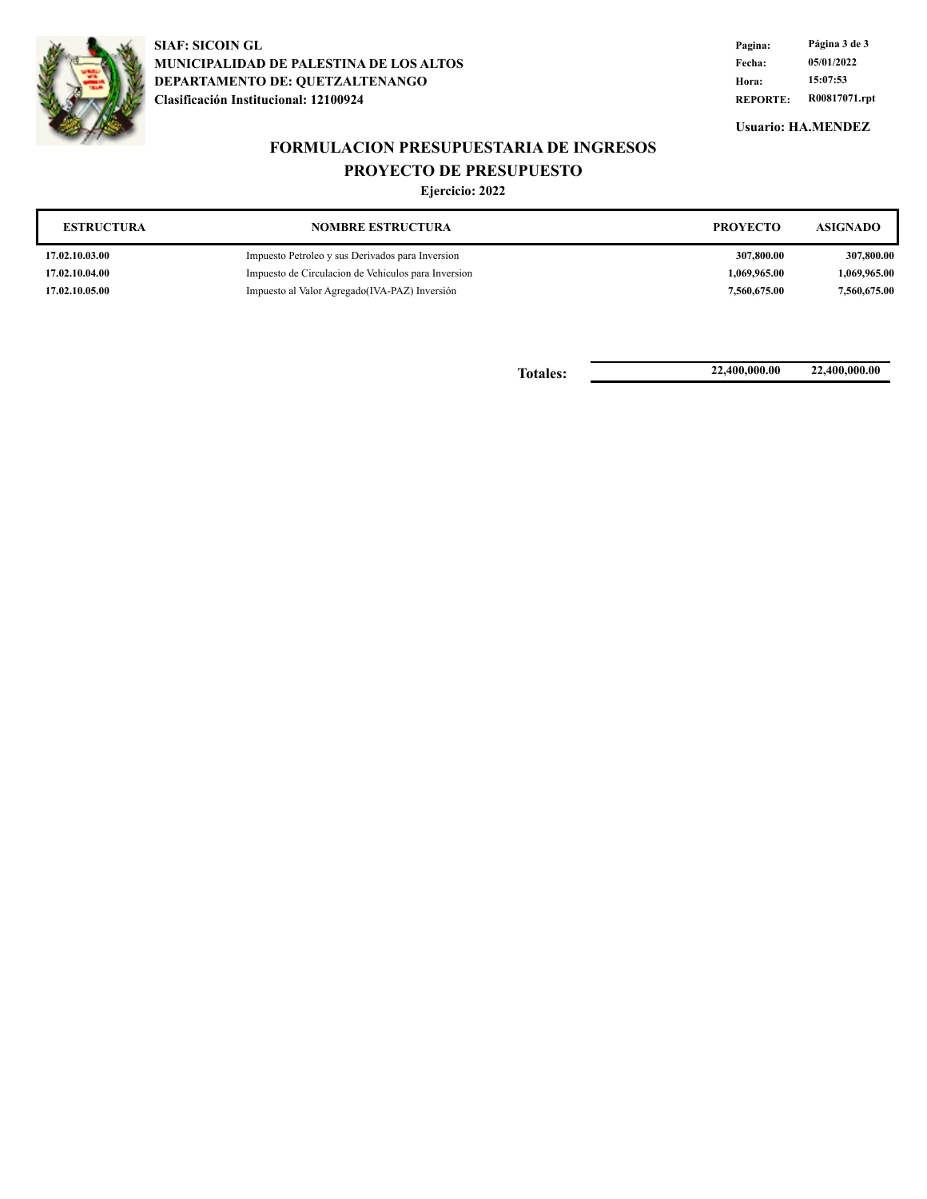SIAF: SICOIN GL
MUNICIPALIDAD DE PALESTINA DE LOS ALTOS
DEPARTAMENTO DE: QUETZALTENANGO
Clasificación Institucional: 12100924

Pagina: Página 3 de 3
Fecha: 05/01/2022
Hora: 15:07:53
REPORTE: R00817071.rpt

Usuario: HA.MENDEZ

# FORMULACION PRESUPUESTARIA DE INGRESOS

## PROYECTO DE PRESUPUESTO

**Ejercicio: 2022**

| ESTRUCTURA | NOMBRE ESTRUCTURA | PROYECTO | ASIGNADO |
|---|---|---|---|
| 17.02.10.03.00 | Impuesto Petroleo y sus Derivados para Inversion | 307,800.00 | 307,800.00 |
| 17.02.10.04.00 | Impuesto de Circulacion de Vehiculos para Inversion | 1,069,965.00 | 1,069,965.00 |
| 17.02.10.05.00 | Impuesto al Valor Agregado(IVA-PAZ) Inversión | 7,560,675.00 | 7,560,675.00 |
| | **Totales:** | **22,400,000.00** | **22,400,000.00** |